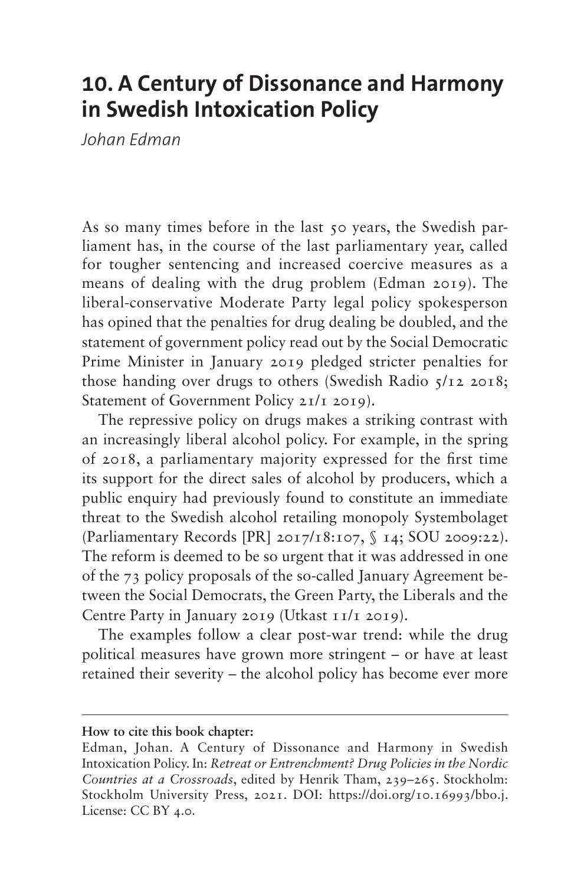# 10. A Century of Dissonance and Harmony in Swedish Intoxication Policy

*Johan Edman*

As so many times before in the last 50 years, the Swedish parliament has, in the course of the last parliamentary year, called for tougher sentencing and increased coercive measures as a means of dealing with the drug problem (Edman 2019). The liberal-conservative Moderate Party legal policy spokesperson has opined that the penalties for drug dealing be doubled, and the statement of government policy read out by the Social Democratic Prime Minister in January 2019 pledged stricter penalties for those handing over drugs to others (Swedish Radio 5/12 2018; Statement of Government Policy 21/1 2019).

The repressive policy on drugs makes a striking contrast with an increasingly liberal alcohol policy. For example, in the spring of 2018, a parliamentary majority expressed for the first time its support for the direct sales of alcohol by producers, which a public enquiry had previously found to constitute an immediate threat to the Swedish alcohol retailing monopoly Systembolaget (Parliamentary Records [PR] 2017/18:107, § 14; SOU 2009:22). The reform is deemed to be so urgent that it was addressed in one of the 73 policy proposals of the so-called January Agreement between the Social Democrats, the Green Party, the Liberals and the Centre Party in January 2019 (Utkast 11/1 2019).

The examples follow a clear post-war trend: while the drug political measures have grown more stringent – or have at least retained their severity – the alcohol policy has become ever more

**How to cite this book chapter:**

Edman, Johan. A Century of Dissonance and Harmony in Swedish Intoxication Policy. In: *Retreat or Entrenchment? Drug Policies in the Nordic Countries at a Crossroads*, edited by Henrik Tham, 239–265. Stockholm: Stockholm University Press, 2021. DOI: https://doi.org/10.16993/bbo.j. License: CC BY 4.0.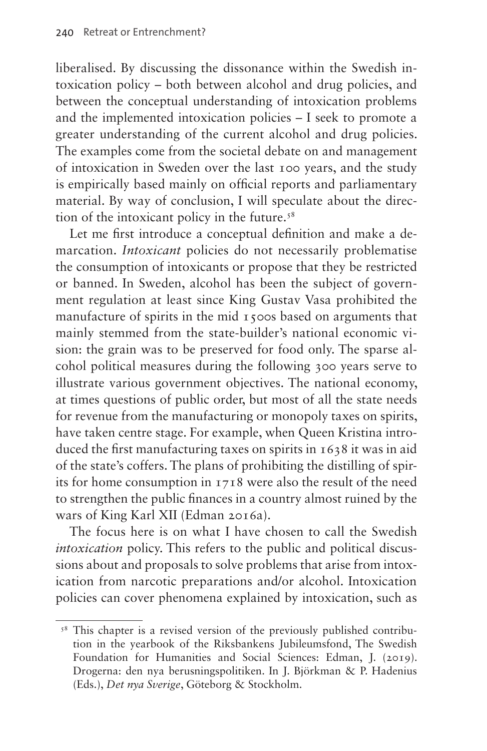liberalised. By discussing the dissonance within the Swedish intoxication policy – both between alcohol and drug policies, and between the conceptual understanding of intoxication problems and the implemented intoxication policies – I seek to promote a greater understanding of the current alcohol and drug policies. The examples come from the societal debate on and management of intoxication in Sweden over the last 100 years, and the study is empirically based mainly on official reports and parliamentary material. By way of conclusion, I will speculate about the direction of the intoxicant policy in the future.[58]

Let me first introduce a conceptual definition and make a demarcation. *Intoxicant* policies do not necessarily problematise the consumption of intoxicants or propose that they be restricted or banned. In Sweden, alcohol has been the subject of government regulation at least since King Gustav Vasa prohibited the manufacture of spirits in the mid 1500s based on arguments that mainly stemmed from the state-builder's national economic vision: the grain was to be preserved for food only. The sparse alcohol political measures during the following 300 years serve to illustrate various government objectives. The national economy, at times questions of public order, but most of all the state needs for revenue from the manufacturing or monopoly taxes on spirits, have taken centre stage. For example, when Queen Kristina introduced the first manufacturing taxes on spirits in 1638 it was in aid of the state's coffers. The plans of prohibiting the distilling of spirits for home consumption in 1718 were also the result of the need to strengthen the public finances in a country almost ruined by the wars of King Karl XII (Edman 2016a).

The focus here is on what I have chosen to call the Swedish *intoxication* policy. This refers to the public and political discussions about and proposals to solve problems that arise from intoxication from narcotic preparations and/or alcohol. Intoxication policies can cover phenomena explained by intoxication, such as

[58] This chapter is a revised version of the previously published contribution in the yearbook of the Riksbankens Jubileumsfond, The Swedish Foundation for Humanities and Social Sciences: Edman, J. (2019). Drogerna: den nya berusningspolitiken. In J. Björkman & P. Hadenius (Eds.), *Det nya Sverige*, Göteborg & Stockholm.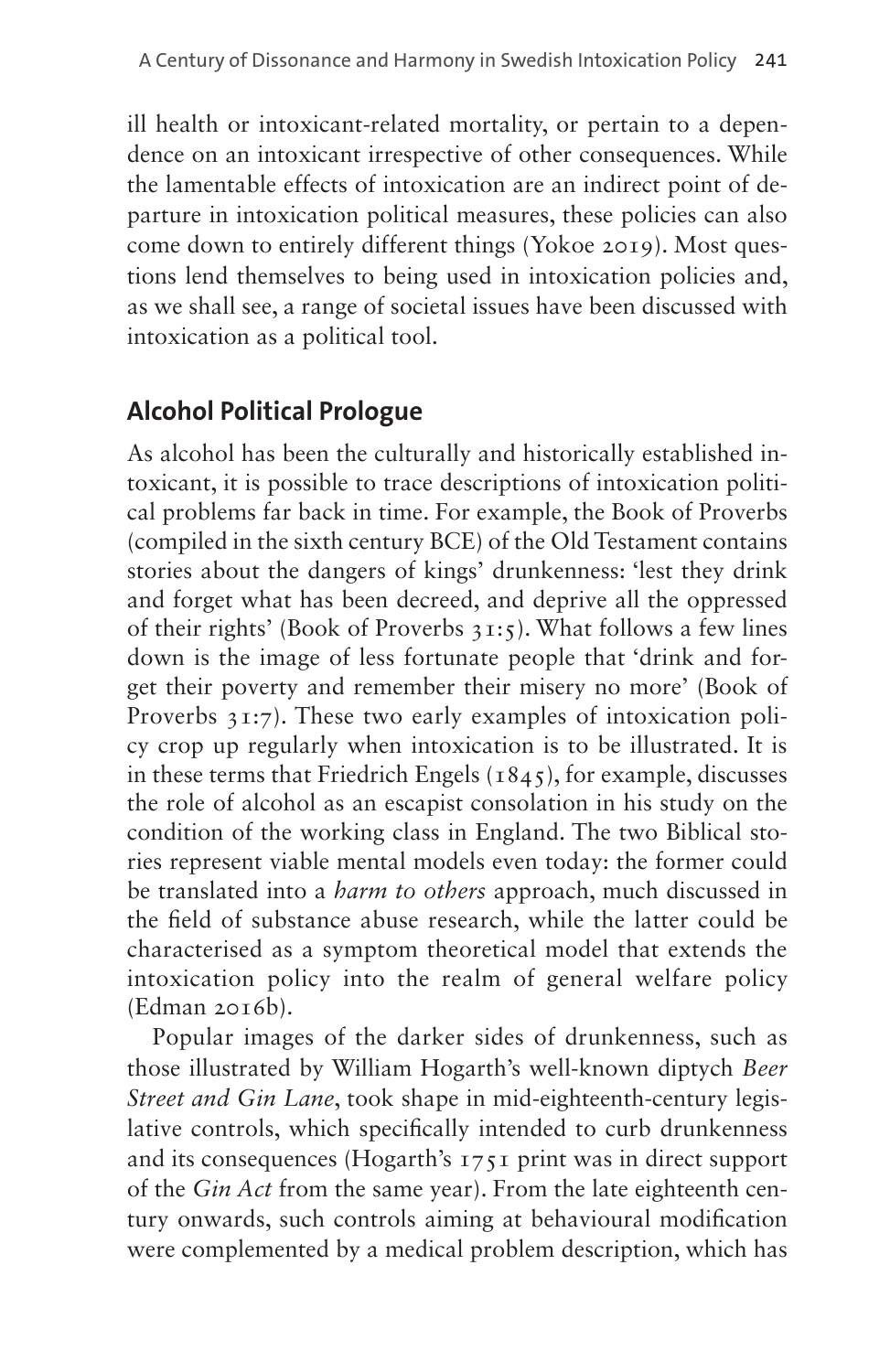ill health or intoxicant-related mortality, or pertain to a dependence on an intoxicant irrespective of other consequences. While the lamentable effects of intoxication are an indirect point of departure in intoxication political measures, these policies can also come down to entirely different things (Yokoe 2019). Most questions lend themselves to being used in intoxication policies and, as we shall see, a range of societal issues have been discussed with intoxication as a political tool.

## Alcohol Political Prologue

As alcohol has been the culturally and historically established intoxicant, it is possible to trace descriptions of intoxication political problems far back in time. For example, the Book of Proverbs (compiled in the sixth century BCE) of the Old Testament contains stories about the dangers of kings' drunkenness: 'lest they drink and forget what has been decreed, and deprive all the oppressed of their rights' (Book of Proverbs 31:5). What follows a few lines down is the image of less fortunate people that 'drink and forget their poverty and remember their misery no more' (Book of Proverbs 31:7). These two early examples of intoxication policy crop up regularly when intoxication is to be illustrated. It is in these terms that Friedrich Engels (1845), for example, discusses the role of alcohol as an escapist consolation in his study on the condition of the working class in England. The two Biblical stories represent viable mental models even today: the former could be translated into a *harm to others* approach, much discussed in the field of substance abuse research, while the latter could be characterised as a symptom theoretical model that extends the intoxication policy into the realm of general welfare policy (Edman 2016b).

Popular images of the darker sides of drunkenness, such as those illustrated by William Hogarth's well-known diptych *Beer Street and Gin Lane*, took shape in mid-eighteenth-century legislative controls, which specifically intended to curb drunkenness and its consequences (Hogarth's 1751 print was in direct support of the *Gin Act* from the same year). From the late eighteenth century onwards, such controls aiming at behavioural modification were complemented by a medical problem description, which has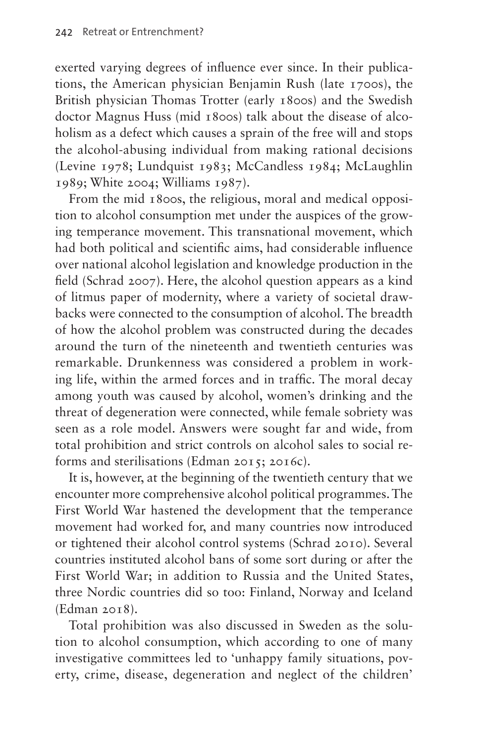exerted varying degrees of influence ever since. In their publications, the American physician Benjamin Rush (late 1700s), the British physician Thomas Trotter (early 1800s) and the Swedish doctor Magnus Huss (mid 1800s) talk about the disease of alcoholism as a defect which causes a sprain of the free will and stops the alcohol-abusing individual from making rational decisions (Levine 1978; Lundquist 1983; McCandless 1984; McLaughlin 1989; White 2004; Williams 1987).

From the mid 1800s, the religious, moral and medical opposition to alcohol consumption met under the auspices of the growing temperance movement. This transnational movement, which had both political and scientific aims, had considerable influence over national alcohol legislation and knowledge production in the field (Schrad 2007). Here, the alcohol question appears as a kind of litmus paper of modernity, where a variety of societal drawbacks were connected to the consumption of alcohol. The breadth of how the alcohol problem was constructed during the decades around the turn of the nineteenth and twentieth centuries was remarkable. Drunkenness was considered a problem in working life, within the armed forces and in traffic. The moral decay among youth was caused by alcohol, women's drinking and the threat of degeneration were connected, while female sobriety was seen as a role model. Answers were sought far and wide, from total prohibition and strict controls on alcohol sales to social reforms and sterilisations (Edman 2015; 2016c).

It is, however, at the beginning of the twentieth century that we encounter more comprehensive alcohol political programmes. The First World War hastened the development that the temperance movement had worked for, and many countries now introduced or tightened their alcohol control systems (Schrad 2010). Several countries instituted alcohol bans of some sort during or after the First World War; in addition to Russia and the United States, three Nordic countries did so too: Finland, Norway and Iceland (Edman 2018).

Total prohibition was also discussed in Sweden as the solution to alcohol consumption, which according to one of many investigative committees led to 'unhappy family situations, poverty, crime, disease, degeneration and neglect of the children'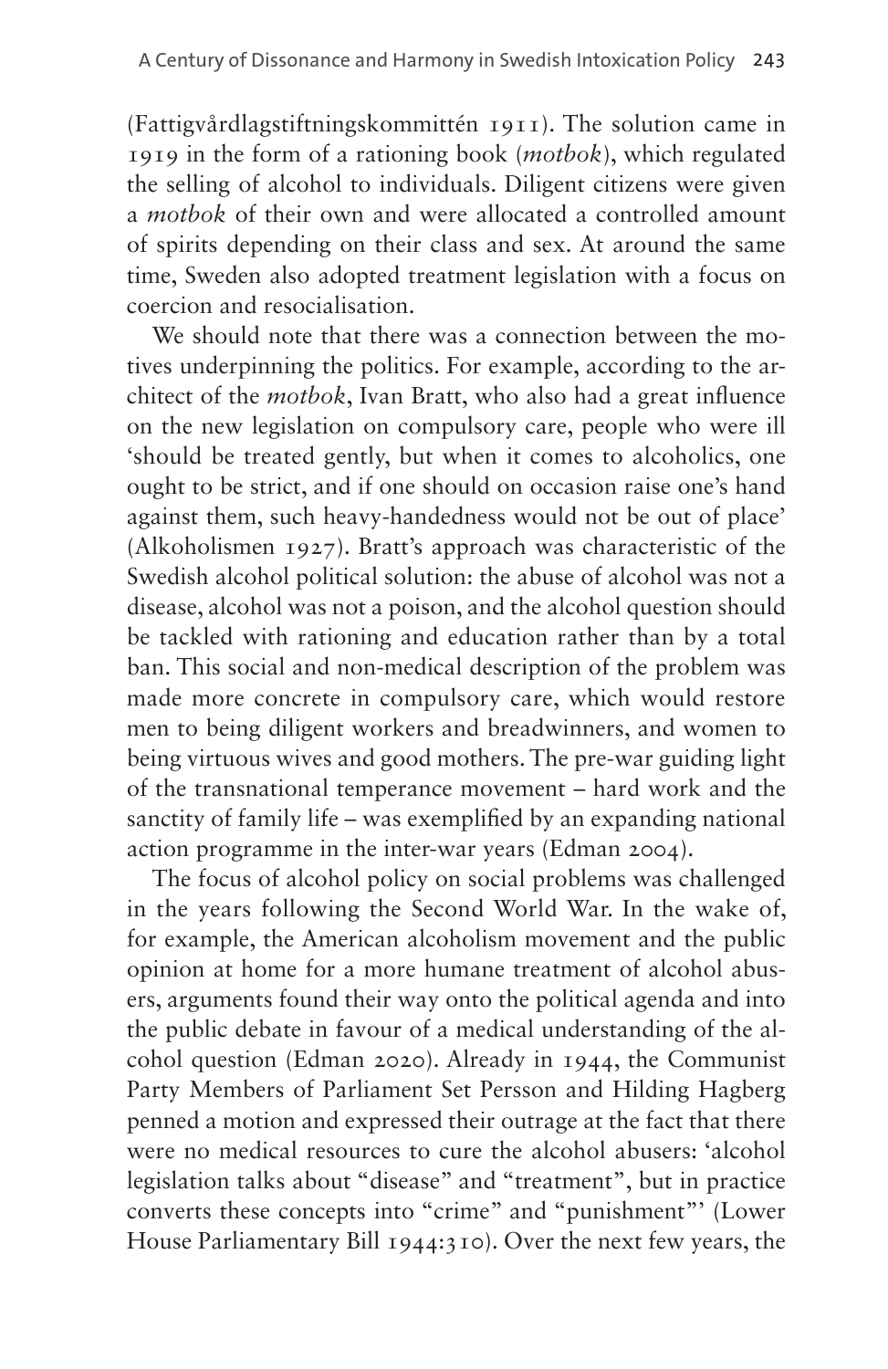(Fattigvårdlagstiftningskommittén 1911). The solution came in 1919 in the form of a rationing book (*motbok*), which regulated the selling of alcohol to individuals. Diligent citizens were given a *motbok* of their own and were allocated a controlled amount of spirits depending on their class and sex. At around the same time, Sweden also adopted treatment legislation with a focus on coercion and resocialisation.

We should note that there was a connection between the motives underpinning the politics. For example, according to the architect of the *motbok*, Ivan Bratt, who also had a great influence on the new legislation on compulsory care, people who were ill 'should be treated gently, but when it comes to alcoholics, one ought to be strict, and if one should on occasion raise one's hand against them, such heavy-handedness would not be out of place' (Alkoholismen 1927). Bratt's approach was characteristic of the Swedish alcohol political solution: the abuse of alcohol was not a disease, alcohol was not a poison, and the alcohol question should be tackled with rationing and education rather than by a total ban. This social and non-medical description of the problem was made more concrete in compulsory care, which would restore men to being diligent workers and breadwinners, and women to being virtuous wives and good mothers. The pre-war guiding light of the transnational temperance movement – hard work and the sanctity of family life – was exemplified by an expanding national action programme in the inter-war years (Edman 2004).

The focus of alcohol policy on social problems was challenged in the years following the Second World War. In the wake of, for example, the American alcoholism movement and the public opinion at home for a more humane treatment of alcohol abusers, arguments found their way onto the political agenda and into the public debate in favour of a medical understanding of the alcohol question (Edman 2020). Already in 1944, the Communist Party Members of Parliament Set Persson and Hilding Hagberg penned a motion and expressed their outrage at the fact that there were no medical resources to cure the alcohol abusers: 'alcohol legislation talks about "disease" and "treatment", but in practice converts these concepts into "crime" and "punishment"' (Lower House Parliamentary Bill 1944:310). Over the next few years, the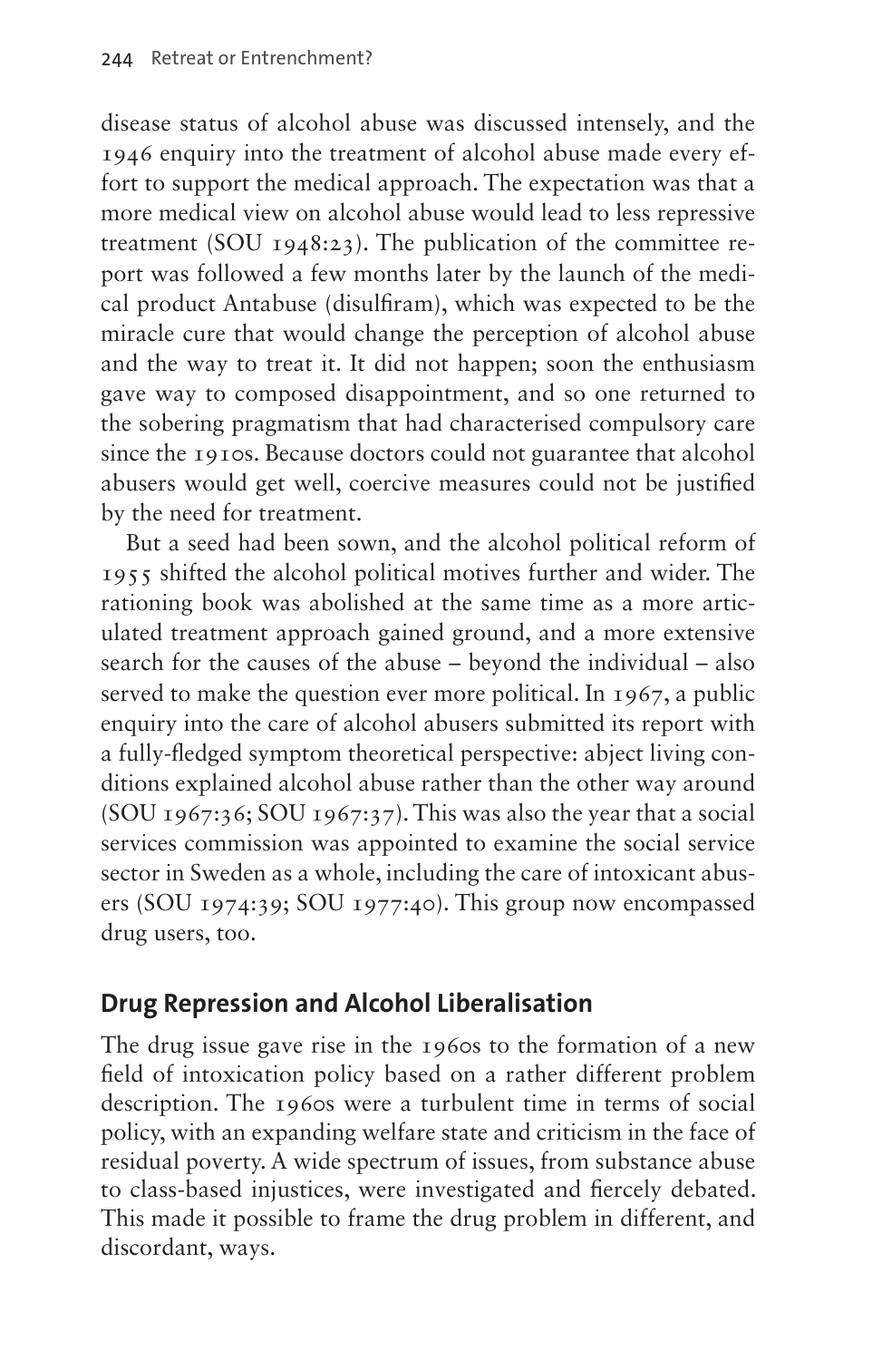disease status of alcohol abuse was discussed intensely, and the 1946 enquiry into the treatment of alcohol abuse made every effort to support the medical approach. The expectation was that a more medical view on alcohol abuse would lead to less repressive treatment (SOU 1948:23). The publication of the committee report was followed a few months later by the launch of the medical product Antabuse (disulfiram), which was expected to be the miracle cure that would change the perception of alcohol abuse and the way to treat it. It did not happen; soon the enthusiasm gave way to composed disappointment, and so one returned to the sobering pragmatism that had characterised compulsory care since the 1910s. Because doctors could not guarantee that alcohol abusers would get well, coercive measures could not be justified by the need for treatment.

But a seed had been sown, and the alcohol political reform of 1955 shifted the alcohol political motives further and wider. The rationing book was abolished at the same time as a more articulated treatment approach gained ground, and a more extensive search for the causes of the abuse – beyond the individual – also served to make the question ever more political. In 1967, a public enquiry into the care of alcohol abusers submitted its report with a fully-fledged symptom theoretical perspective: abject living conditions explained alcohol abuse rather than the other way around (SOU 1967:36; SOU 1967:37). This was also the year that a social services commission was appointed to examine the social service sector in Sweden as a whole, including the care of intoxicant abusers (SOU 1974:39; SOU 1977:40). This group now encompassed drug users, too.

## Drug Repression and Alcohol Liberalisation

The drug issue gave rise in the 1960s to the formation of a new field of intoxication policy based on a rather different problem description. The 1960s were a turbulent time in terms of social policy, with an expanding welfare state and criticism in the face of residual poverty. A wide spectrum of issues, from substance abuse to class-based injustices, were investigated and fiercely debated. This made it possible to frame the drug problem in different, and discordant, ways.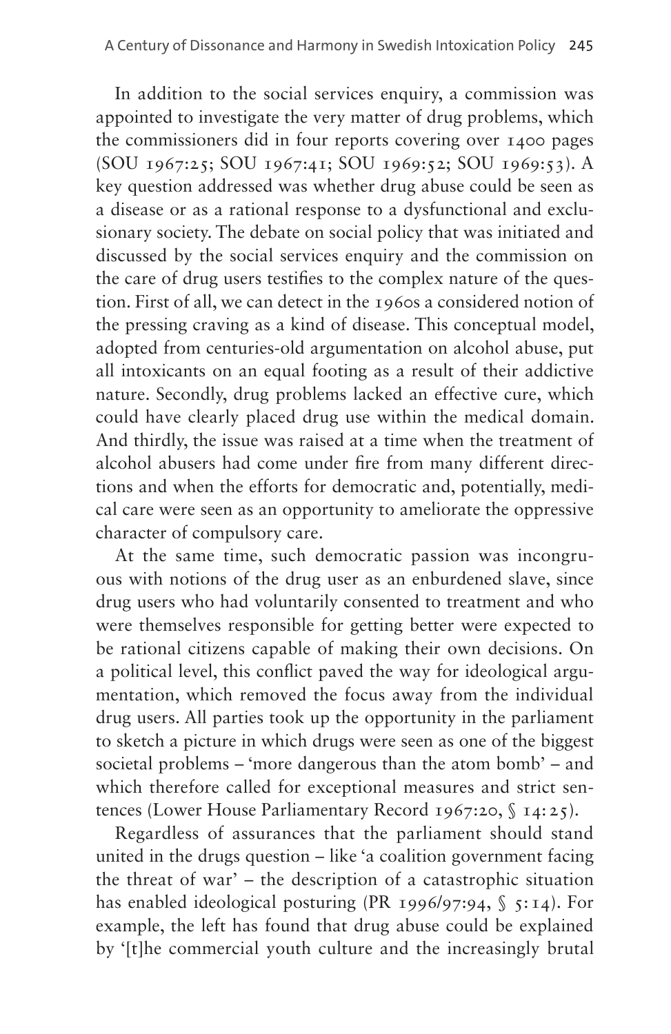In addition to the social services enquiry, a commission was appointed to investigate the very matter of drug problems, which the commissioners did in four reports covering over 1400 pages (SOU 1967:25; SOU 1967:41; SOU 1969:52; SOU 1969:53). A key question addressed was whether drug abuse could be seen as a disease or as a rational response to a dysfunctional and exclusionary society. The debate on social policy that was initiated and discussed by the social services enquiry and the commission on the care of drug users testifies to the complex nature of the question. First of all, we can detect in the 1960s a considered notion of the pressing craving as a kind of disease. This conceptual model, adopted from centuries-old argumentation on alcohol abuse, put all intoxicants on an equal footing as a result of their addictive nature. Secondly, drug problems lacked an effective cure, which could have clearly placed drug use within the medical domain. And thirdly, the issue was raised at a time when the treatment of alcohol abusers had come under fire from many different directions and when the efforts for democratic and, potentially, medical care were seen as an opportunity to ameliorate the oppressive character of compulsory care.

At the same time, such democratic passion was incongruous with notions of the drug user as an enburdened slave, since drug users who had voluntarily consented to treatment and who were themselves responsible for getting better were expected to be rational citizens capable of making their own decisions. On a political level, this conflict paved the way for ideological argumentation, which removed the focus away from the individual drug users. All parties took up the opportunity in the parliament to sketch a picture in which drugs were seen as one of the biggest societal problems – 'more dangerous than the atom bomb' – and which therefore called for exceptional measures and strict sentences (Lower House Parliamentary Record 1967:20, § 14:25).

Regardless of assurances that the parliament should stand united in the drugs question – like 'a coalition government facing the threat of war' – the description of a catastrophic situation has enabled ideological posturing (PR 1996/97:94, § 5:14). For example, the left has found that drug abuse could be explained by '[t]he commercial youth culture and the increasingly brutal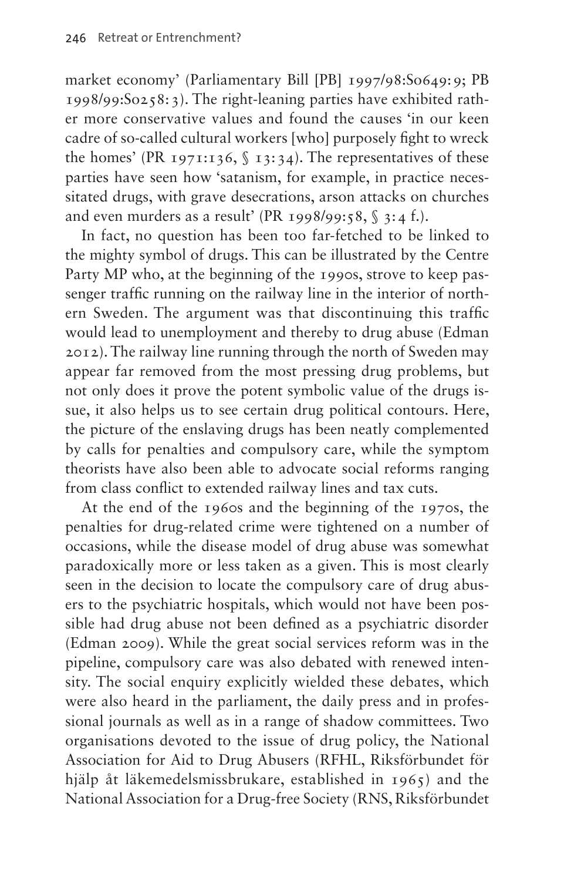market economy' (Parliamentary Bill [PB] 1997/98:So649:9; PB 1998/99:So258:3). The right-leaning parties have exhibited rather more conservative values and found the causes 'in our keen cadre of so-called cultural workers [who] purposely fight to wreck the homes' (PR 1971:136, § 13:34). The representatives of these parties have seen how 'satanism, for example, in practice necessitated drugs, with grave desecrations, arson attacks on churches and even murders as a result' (PR 1998/99:58, § 3:4 f.).

In fact, no question has been too far-fetched to be linked to the mighty symbol of drugs. This can be illustrated by the Centre Party MP who, at the beginning of the 1990s, strove to keep passenger traffic running on the railway line in the interior of northern Sweden. The argument was that discontinuing this traffic would lead to unemployment and thereby to drug abuse (Edman 2012). The railway line running through the north of Sweden may appear far removed from the most pressing drug problems, but not only does it prove the potent symbolic value of the drugs issue, it also helps us to see certain drug political contours. Here, the picture of the enslaving drugs has been neatly complemented by calls for penalties and compulsory care, while the symptom theorists have also been able to advocate social reforms ranging from class conflict to extended railway lines and tax cuts.

At the end of the 1960s and the beginning of the 1970s, the penalties for drug-related crime were tightened on a number of occasions, while the disease model of drug abuse was somewhat paradoxically more or less taken as a given. This is most clearly seen in the decision to locate the compulsory care of drug abusers to the psychiatric hospitals, which would not have been possible had drug abuse not been defined as a psychiatric disorder (Edman 2009). While the great social services reform was in the pipeline, compulsory care was also debated with renewed intensity. The social enquiry explicitly wielded these debates, which were also heard in the parliament, the daily press and in professional journals as well as in a range of shadow committees. Two organisations devoted to the issue of drug policy, the National Association for Aid to Drug Abusers (RFHL, Riksförbundet för hjälp åt läkemedelsmissbrukare, established in 1965) and the National Association for a Drug-free Society (RNS, Riksförbundet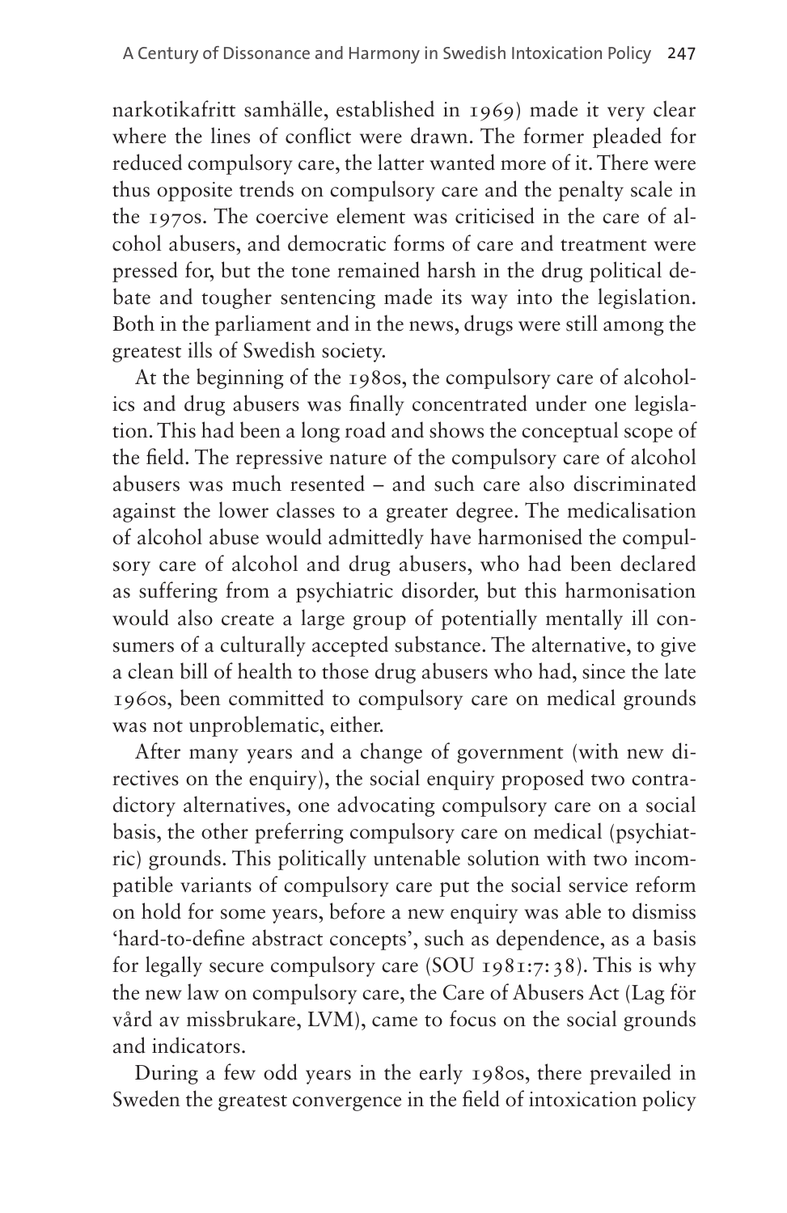narkotikafritt samhälle, established in 1969) made it very clear where the lines of conflict were drawn. The former pleaded for reduced compulsory care, the latter wanted more of it. There were thus opposite trends on compulsory care and the penalty scale in the 1970s. The coercive element was criticised in the care of alcohol abusers, and democratic forms of care and treatment were pressed for, but the tone remained harsh in the drug political debate and tougher sentencing made its way into the legislation. Both in the parliament and in the news, drugs were still among the greatest ills of Swedish society.

At the beginning of the 1980s, the compulsory care of alcoholics and drug abusers was finally concentrated under one legislation. This had been a long road and shows the conceptual scope of the field. The repressive nature of the compulsory care of alcohol abusers was much resented – and such care also discriminated against the lower classes to a greater degree. The medicalisation of alcohol abuse would admittedly have harmonised the compulsory care of alcohol and drug abusers, who had been declared as suffering from a psychiatric disorder, but this harmonisation would also create a large group of potentially mentally ill consumers of a culturally accepted substance. The alternative, to give a clean bill of health to those drug abusers who had, since the late 1960s, been committed to compulsory care on medical grounds was not unproblematic, either.

After many years and a change of government (with new directives on the enquiry), the social enquiry proposed two contradictory alternatives, one advocating compulsory care on a social basis, the other preferring compulsory care on medical (psychiatric) grounds. This politically untenable solution with two incompatible variants of compulsory care put the social service reform on hold for some years, before a new enquiry was able to dismiss 'hard-to-define abstract concepts', such as dependence, as a basis for legally secure compulsory care (SOU 1981:7:38). This is why the new law on compulsory care, the Care of Abusers Act (Lag för vård av missbrukare, LVM), came to focus on the social grounds and indicators.

During a few odd years in the early 1980s, there prevailed in Sweden the greatest convergence in the field of intoxication policy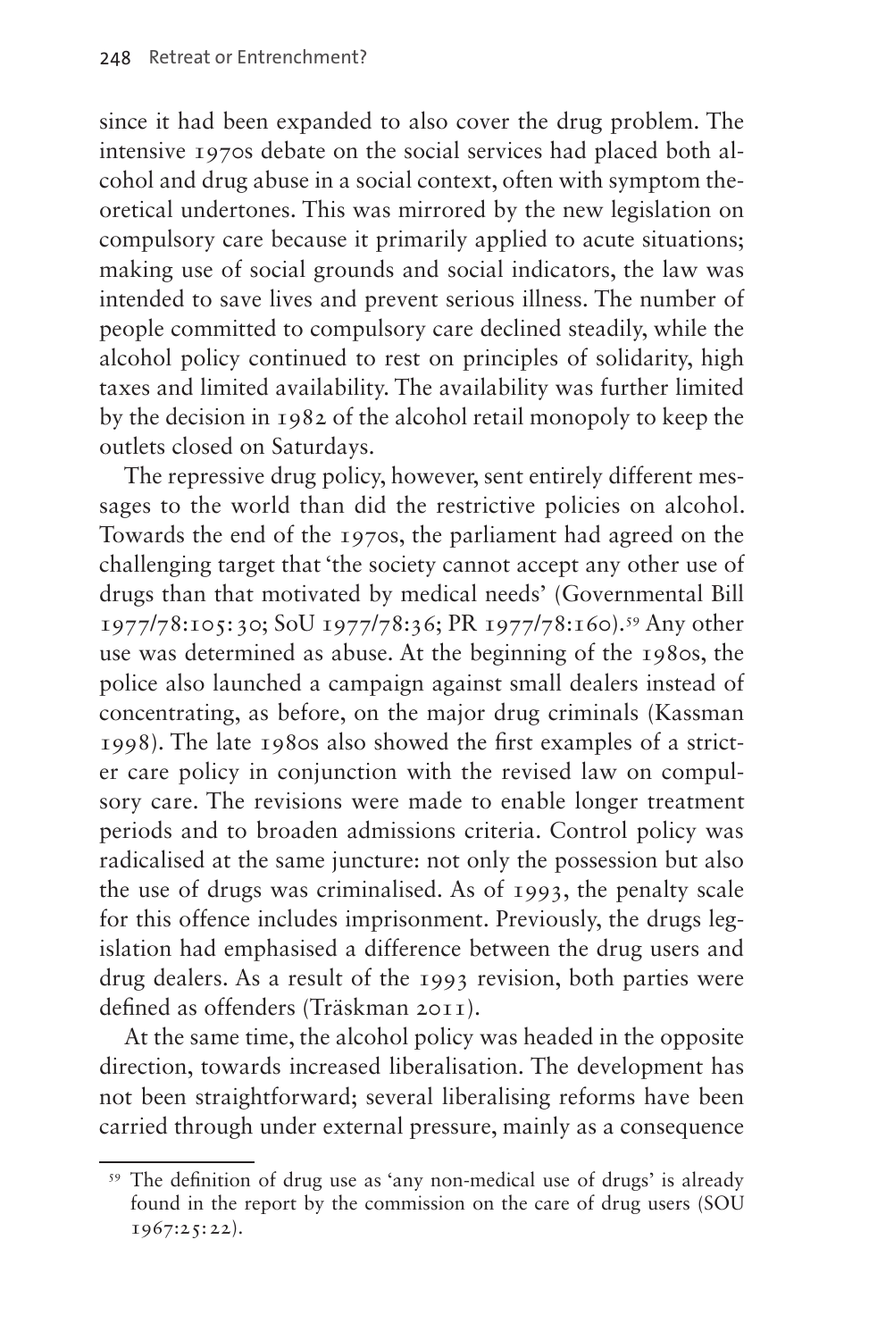since it had been expanded to also cover the drug problem. The intensive 1970s debate on the social services had placed both alcohol and drug abuse in a social context, often with symptom theoretical undertones. This was mirrored by the new legislation on compulsory care because it primarily applied to acute situations; making use of social grounds and social indicators, the law was intended to save lives and prevent serious illness. The number of people committed to compulsory care declined steadily, while the alcohol policy continued to rest on principles of solidarity, high taxes and limited availability. The availability was further limited by the decision in 1982 of the alcohol retail monopoly to keep the outlets closed on Saturdays.

The repressive drug policy, however, sent entirely different messages to the world than did the restrictive policies on alcohol. Towards the end of the 1970s, the parliament had agreed on the challenging target that 'the society cannot accept any other use of drugs than that motivated by medical needs' (Governmental Bill 1977/78:105:30; SoU 1977/78:36; PR 1977/78:160).[59] Any other use was determined as abuse. At the beginning of the 1980s, the police also launched a campaign against small dealers instead of concentrating, as before, on the major drug criminals (Kassman 1998). The late 1980s also showed the first examples of a stricter care policy in conjunction with the revised law on compulsory care. The revisions were made to enable longer treatment periods and to broaden admissions criteria. Control policy was radicalised at the same juncture: not only the possession but also the use of drugs was criminalised. As of 1993, the penalty scale for this offence includes imprisonment. Previously, the drugs legislation had emphasised a difference between the drug users and drug dealers. As a result of the 1993 revision, both parties were defined as offenders (Träskman 2011).

At the same time, the alcohol policy was headed in the opposite direction, towards increased liberalisation. The development has not been straightforward; several liberalising reforms have been carried through under external pressure, mainly as a consequence

[59] The definition of drug use as 'any non-medical use of drugs' is already found in the report by the commission on the care of drug users (SOU 1967:25:22).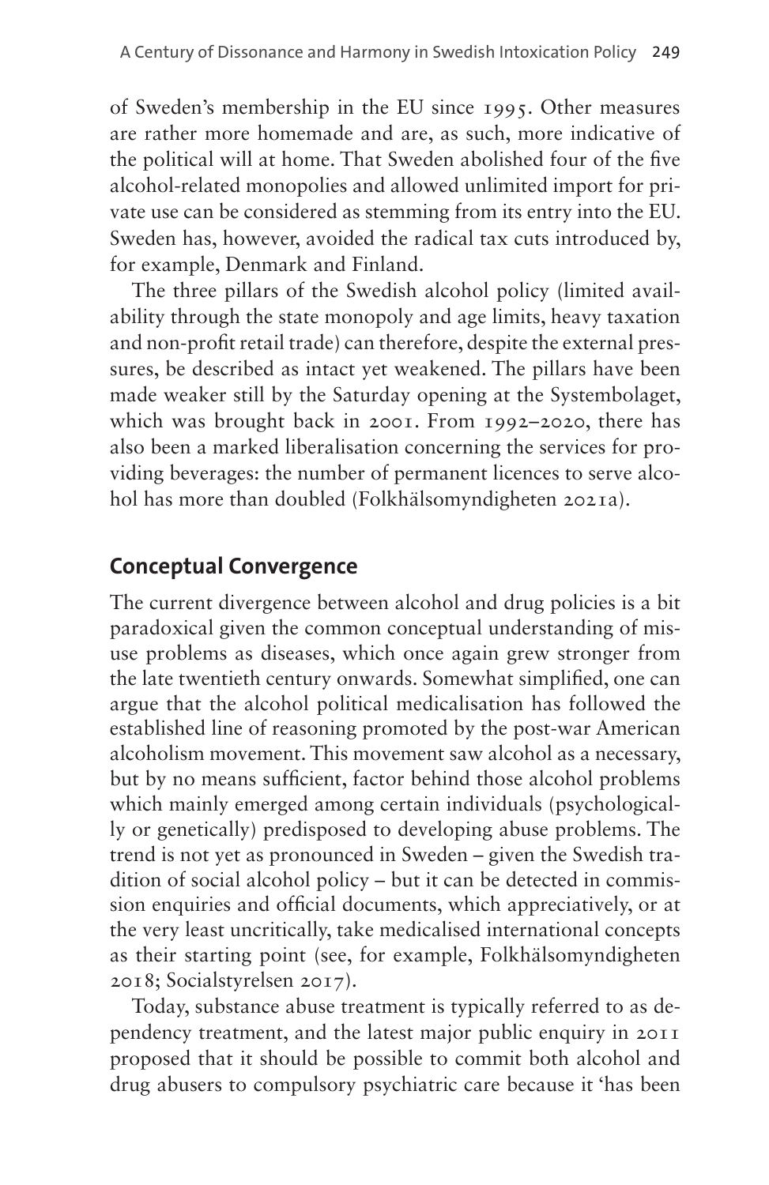of Sweden's membership in the EU since 1995. Other measures are rather more homemade and are, as such, more indicative of the political will at home. That Sweden abolished four of the five alcohol-related monopolies and allowed unlimited import for private use can be considered as stemming from its entry into the EU. Sweden has, however, avoided the radical tax cuts introduced by, for example, Denmark and Finland.

The three pillars of the Swedish alcohol policy (limited availability through the state monopoly and age limits, heavy taxation and non-profit retail trade) can therefore, despite the external pressures, be described as intact yet weakened. The pillars have been made weaker still by the Saturday opening at the Systembolaget, which was brought back in 2001. From 1992–2020, there has also been a marked liberalisation concerning the services for providing beverages: the number of permanent licences to serve alcohol has more than doubled (Folkhälsomyndigheten 2021a).

## Conceptual Convergence

The current divergence between alcohol and drug policies is a bit paradoxical given the common conceptual understanding of misuse problems as diseases, which once again grew stronger from the late twentieth century onwards. Somewhat simplified, one can argue that the alcohol political medicalisation has followed the established line of reasoning promoted by the post-war American alcoholism movement. This movement saw alcohol as a necessary, but by no means sufficient, factor behind those alcohol problems which mainly emerged among certain individuals (psychologically or genetically) predisposed to developing abuse problems. The trend is not yet as pronounced in Sweden – given the Swedish tradition of social alcohol policy – but it can be detected in commission enquiries and official documents, which appreciatively, or at the very least uncritically, take medicalised international concepts as their starting point (see, for example, Folkhälsomyndigheten 2018; Socialstyrelsen 2017).

Today, substance abuse treatment is typically referred to as dependency treatment, and the latest major public enquiry in 2011 proposed that it should be possible to commit both alcohol and drug abusers to compulsory psychiatric care because it 'has been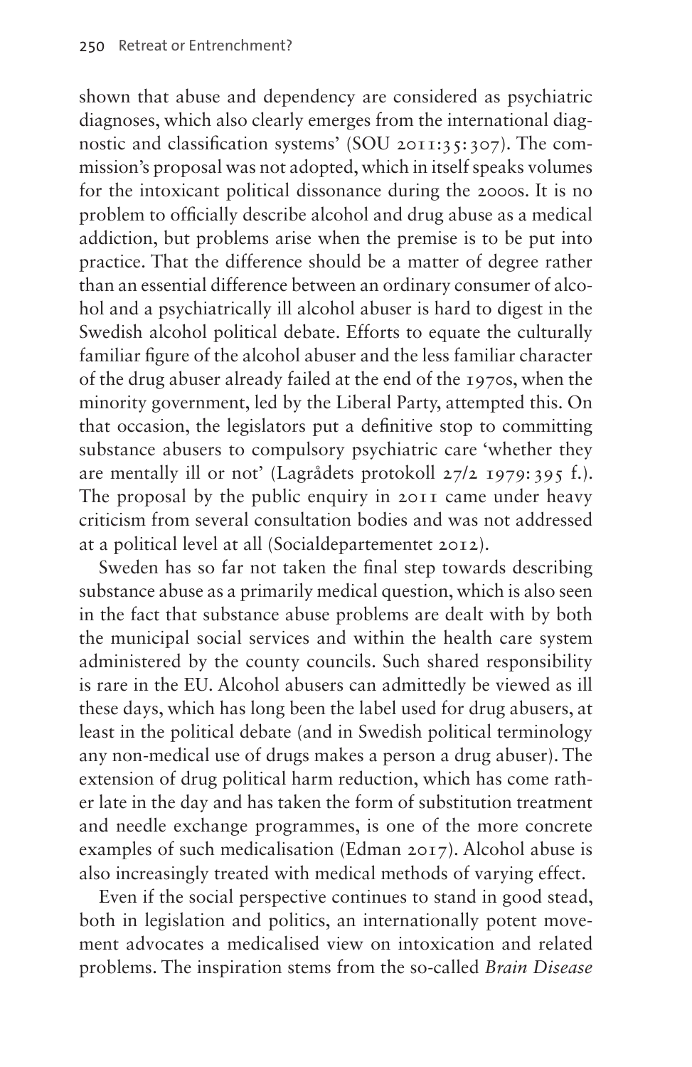shown that abuse and dependency are considered as psychiatric diagnoses, which also clearly emerges from the international diagnostic and classification systems' (SOU 2011:35:307). The commission's proposal was not adopted, which in itself speaks volumes for the intoxicant political dissonance during the 2000s. It is no problem to officially describe alcohol and drug abuse as a medical addiction, but problems arise when the premise is to be put into practice. That the difference should be a matter of degree rather than an essential difference between an ordinary consumer of alcohol and a psychiatrically ill alcohol abuser is hard to digest in the Swedish alcohol political debate. Efforts to equate the culturally familiar figure of the alcohol abuser and the less familiar character of the drug abuser already failed at the end of the 1970s, when the minority government, led by the Liberal Party, attempted this. On that occasion, the legislators put a definitive stop to committing substance abusers to compulsory psychiatric care 'whether they are mentally ill or not' (Lagrådets protokoll 27/2 1979:395 f.). The proposal by the public enquiry in 2011 came under heavy criticism from several consultation bodies and was not addressed at a political level at all (Socialdepartementet 2012).

Sweden has so far not taken the final step towards describing substance abuse as a primarily medical question, which is also seen in the fact that substance abuse problems are dealt with by both the municipal social services and within the health care system administered by the county councils. Such shared responsibility is rare in the EU. Alcohol abusers can admittedly be viewed as ill these days, which has long been the label used for drug abusers, at least in the political debate (and in Swedish political terminology any non-medical use of drugs makes a person a drug abuser). The extension of drug political harm reduction, which has come rather late in the day and has taken the form of substitution treatment and needle exchange programmes, is one of the more concrete examples of such medicalisation (Edman 2017). Alcohol abuse is also increasingly treated with medical methods of varying effect.

Even if the social perspective continues to stand in good stead, both in legislation and politics, an internationally potent movement advocates a medicalised view on intoxication and related problems. The inspiration stems from the so-called *Brain Disease*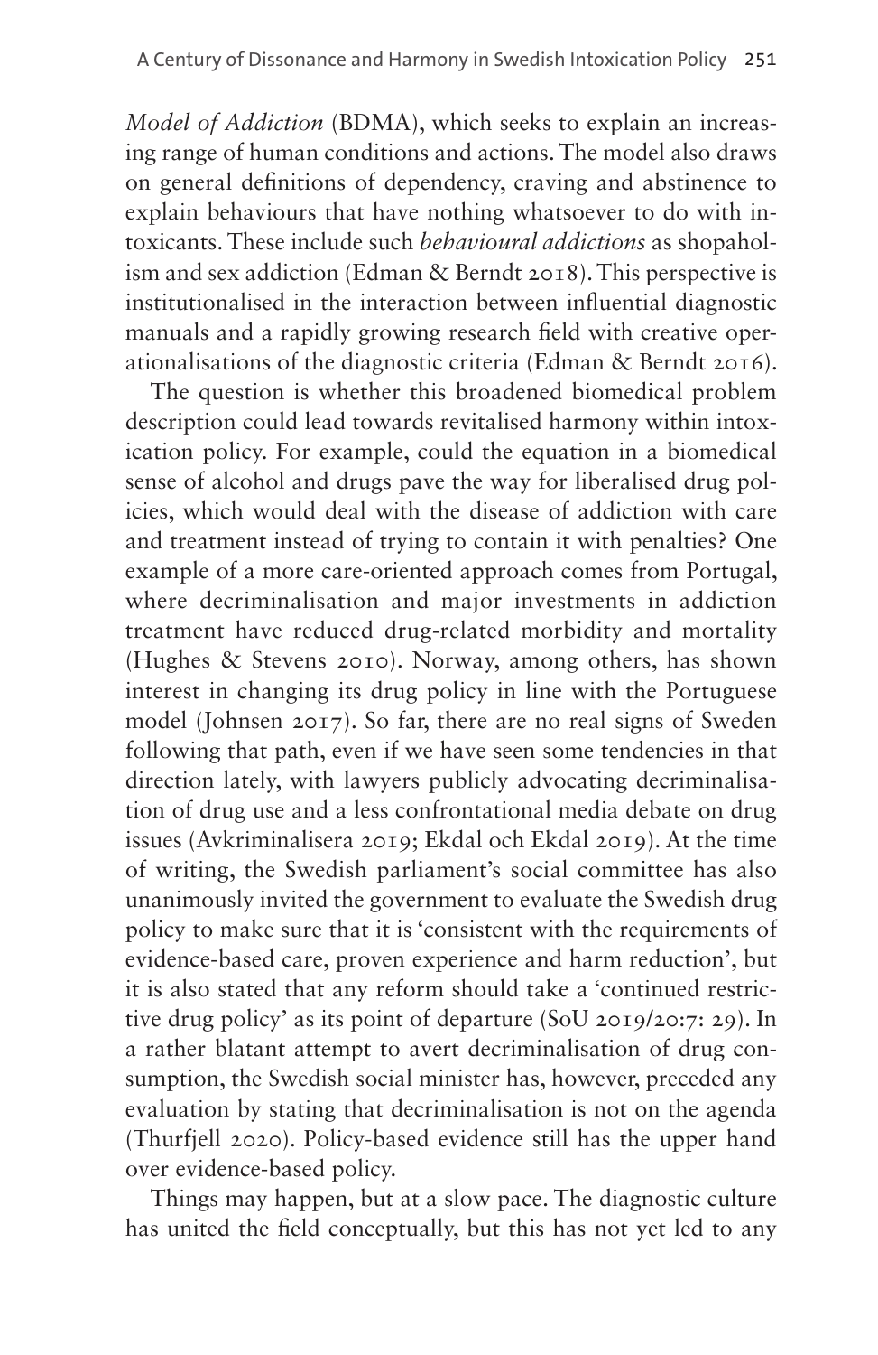*Model of Addiction* (BDMA), which seeks to explain an increasing range of human conditions and actions. The model also draws on general definitions of dependency, craving and abstinence to explain behaviours that have nothing whatsoever to do with intoxicants. These include such *behavioural addictions* as shopaholism and sex addiction (Edman & Berndt 2018). This perspective is institutionalised in the interaction between influential diagnostic manuals and a rapidly growing research field with creative operationalisations of the diagnostic criteria (Edman & Berndt 2016).

The question is whether this broadened biomedical problem description could lead towards revitalised harmony within intoxication policy. For example, could the equation in a biomedical sense of alcohol and drugs pave the way for liberalised drug policies, which would deal with the disease of addiction with care and treatment instead of trying to contain it with penalties? One example of a more care-oriented approach comes from Portugal, where decriminalisation and major investments in addiction treatment have reduced drug-related morbidity and mortality (Hughes & Stevens 2010). Norway, among others, has shown interest in changing its drug policy in line with the Portuguese model (Johnsen 2017). So far, there are no real signs of Sweden following that path, even if we have seen some tendencies in that direction lately, with lawyers publicly advocating decriminalisation of drug use and a less confrontational media debate on drug issues (Avkriminalisera 2019; Ekdal och Ekdal 2019). At the time of writing, the Swedish parliament's social committee has also unanimously invited the government to evaluate the Swedish drug policy to make sure that it is 'consistent with the requirements of evidence-based care, proven experience and harm reduction', but it is also stated that any reform should take a 'continued restrictive drug policy' as its point of departure (SoU 2019/20:7: 29). In a rather blatant attempt to avert decriminalisation of drug consumption, the Swedish social minister has, however, preceded any evaluation by stating that decriminalisation is not on the agenda (Thurfjell 2020). Policy-based evidence still has the upper hand over evidence-based policy.

Things may happen, but at a slow pace. The diagnostic culture has united the field conceptually, but this has not yet led to any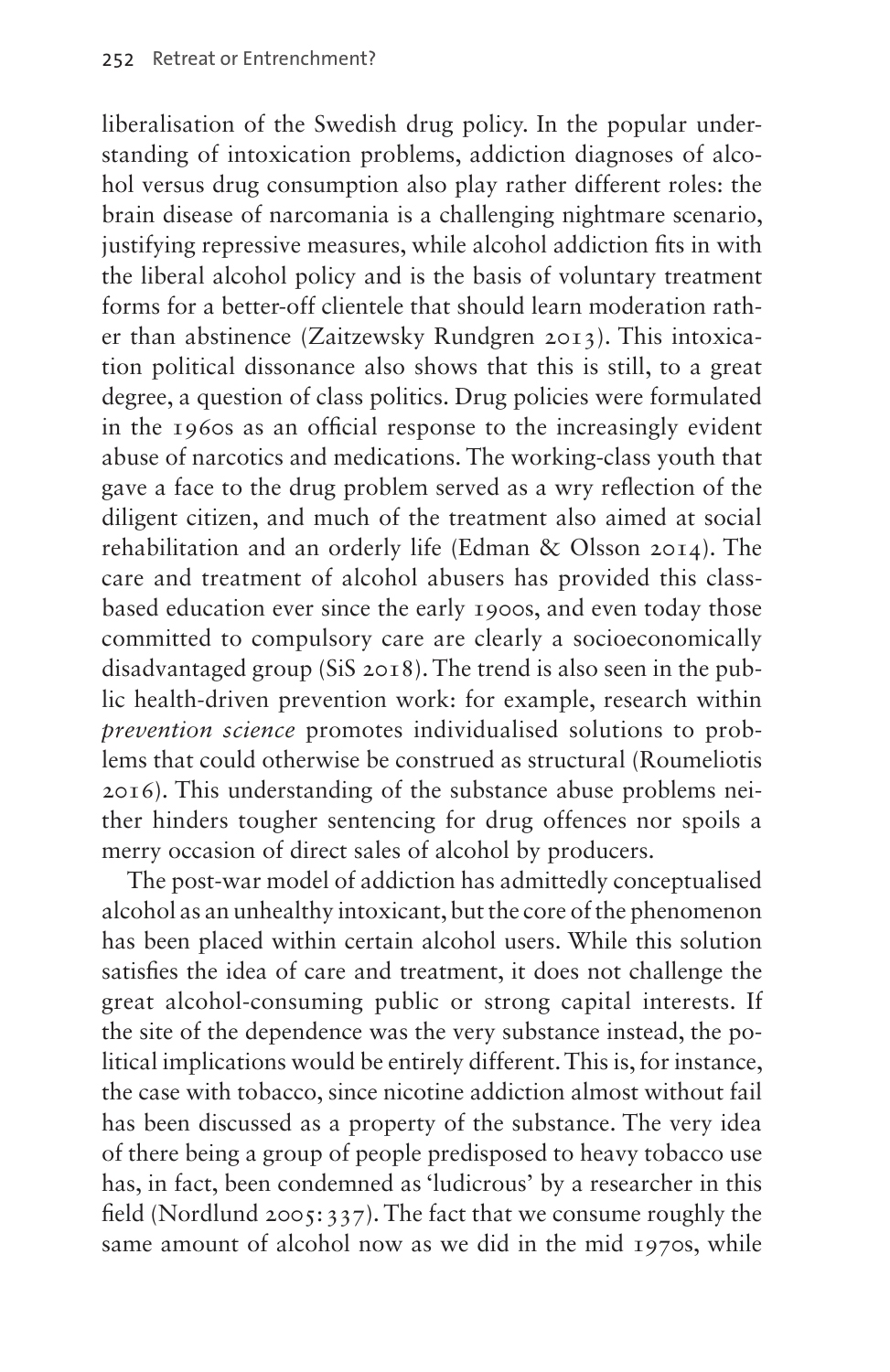liberalisation of the Swedish drug policy. In the popular understanding of intoxication problems, addiction diagnoses of alcohol versus drug consumption also play rather different roles: the brain disease of narcomania is a challenging nightmare scenario, justifying repressive measures, while alcohol addiction fits in with the liberal alcohol policy and is the basis of voluntary treatment forms for a better-off clientele that should learn moderation rather than abstinence (Zaitzewsky Rundgren 2013). This intoxication political dissonance also shows that this is still, to a great degree, a question of class politics. Drug policies were formulated in the 1960s as an official response to the increasingly evident abuse of narcotics and medications. The working-class youth that gave a face to the drug problem served as a wry reflection of the diligent citizen, and much of the treatment also aimed at social rehabilitation and an orderly life (Edman & Olsson 2014). The care and treatment of alcohol abusers has provided this class-based education ever since the early 1900s, and even today those committed to compulsory care are clearly a socioeconomically disadvantaged group (SiS 2018). The trend is also seen in the public health-driven prevention work: for example, research within *prevention science* promotes individualised solutions to problems that could otherwise be construed as structural (Roumeliotis 2016). This understanding of the substance abuse problems neither hinders tougher sentencing for drug offences nor spoils a merry occasion of direct sales of alcohol by producers.

The post-war model of addiction has admittedly conceptualised alcohol as an unhealthy intoxicant, but the core of the phenomenon has been placed within certain alcohol users. While this solution satisfies the idea of care and treatment, it does not challenge the great alcohol-consuming public or strong capital interests. If the site of the dependence was the very substance instead, the political implications would be entirely different. This is, for instance, the case with tobacco, since nicotine addiction almost without fail has been discussed as a property of the substance. The very idea of there being a group of people predisposed to heavy tobacco use has, in fact, been condemned as 'ludicrous' by a researcher in this field (Nordlund 2005: 337). The fact that we consume roughly the same amount of alcohol now as we did in the mid 1970s, while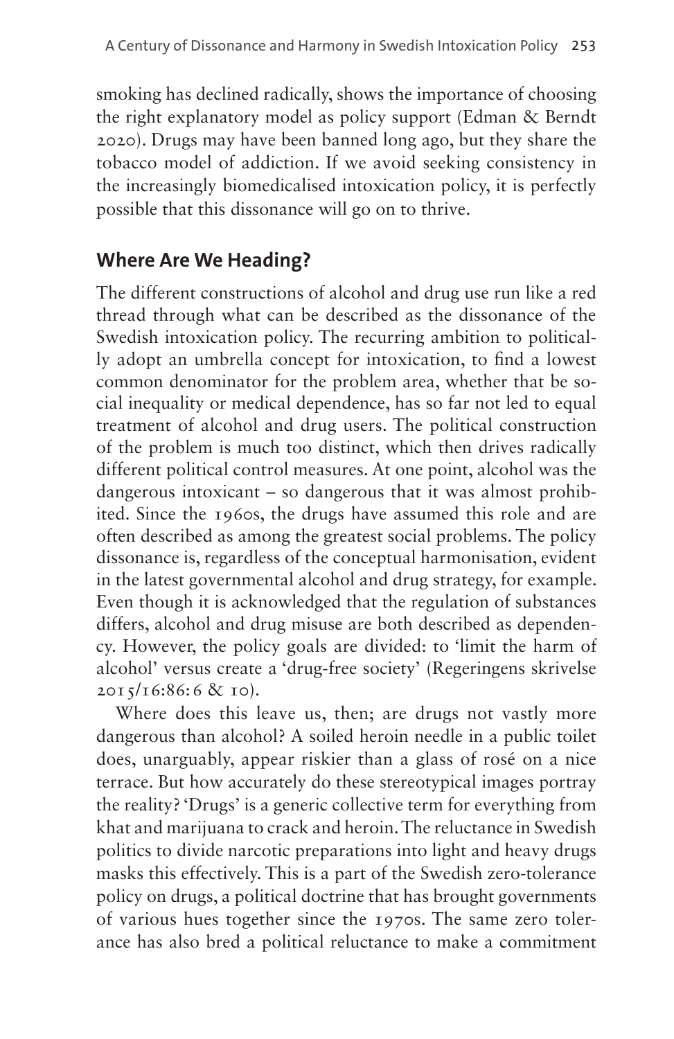smoking has declined radically, shows the importance of choosing the right explanatory model as policy support (Edman & Berndt 2020). Drugs may have been banned long ago, but they share the tobacco model of addiction. If we avoid seeking consistency in the increasingly biomedicalised intoxication policy, it is perfectly possible that this dissonance will go on to thrive.

## Where Are We Heading?

The different constructions of alcohol and drug use run like a red thread through what can be described as the dissonance of the Swedish intoxication policy. The recurring ambition to politically adopt an umbrella concept for intoxication, to find a lowest common denominator for the problem area, whether that be social inequality or medical dependence, has so far not led to equal treatment of alcohol and drug users. The political construction of the problem is much too distinct, which then drives radically different political control measures. At one point, alcohol was the dangerous intoxicant – so dangerous that it was almost prohibited. Since the 1960s, the drugs have assumed this role and are often described as among the greatest social problems. The policy dissonance is, regardless of the conceptual harmonisation, evident in the latest governmental alcohol and drug strategy, for example. Even though it is acknowledged that the regulation of substances differs, alcohol and drug misuse are both described as dependency. However, the policy goals are divided: to 'limit the harm of alcohol' versus create a 'drug-free society' (Regeringens skrivelse 2015/16:86:6 & 10).

Where does this leave us, then; are drugs not vastly more dangerous than alcohol? A soiled heroin needle in a public toilet does, unarguably, appear riskier than a glass of rosé on a nice terrace. But how accurately do these stereotypical images portray the reality? 'Drugs' is a generic collective term for everything from khat and marijuana to crack and heroin. The reluctance in Swedish politics to divide narcotic preparations into light and heavy drugs masks this effectively. This is a part of the Swedish zero-tolerance policy on drugs, a political doctrine that has brought governments of various hues together since the 1970s. The same zero tolerance has also bred a political reluctance to make a commitment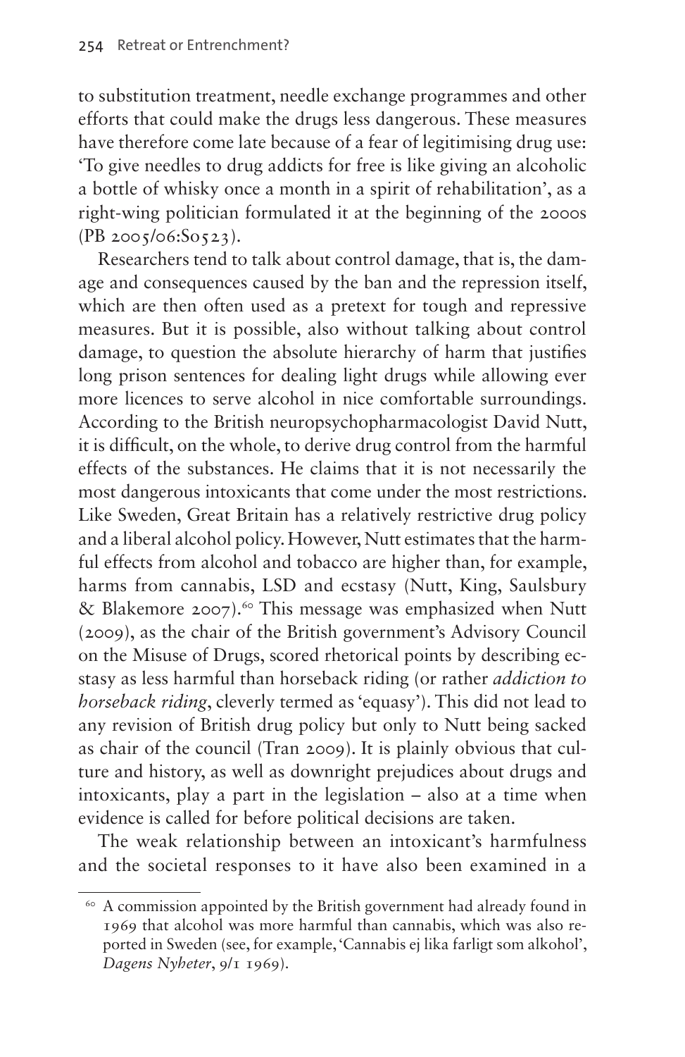to substitution treatment, needle exchange programmes and other efforts that could make the drugs less dangerous. These measures have therefore come late because of a fear of legitimising drug use: 'To give needles to drug addicts for free is like giving an alcoholic a bottle of whisky once a month in a spirit of rehabilitation', as a right-wing politician formulated it at the beginning of the 2000s (PB 2005/06:S0523).

Researchers tend to talk about control damage, that is, the damage and consequences caused by the ban and the repression itself, which are then often used as a pretext for tough and repressive measures. But it is possible, also without talking about control damage, to question the absolute hierarchy of harm that justifies long prison sentences for dealing light drugs while allowing ever more licences to serve alcohol in nice comfortable surroundings. According to the British neuropsychopharmacologist David Nutt, it is difficult, on the whole, to derive drug control from the harmful effects of the substances. He claims that it is not necessarily the most dangerous intoxicants that come under the most restrictions. Like Sweden, Great Britain has a relatively restrictive drug policy and a liberal alcohol policy. However, Nutt estimates that the harmful effects from alcohol and tobacco are higher than, for example, harms from cannabis, LSD and ecstasy (Nutt, King, Saulsbury & Blakemore 2007).[60] This message was emphasized when Nutt (2009), as the chair of the British government's Advisory Council on the Misuse of Drugs, scored rhetorical points by describing ecstasy as less harmful than horseback riding (or rather *addiction to horseback riding*, cleverly termed as 'equasy'). This did not lead to any revision of British drug policy but only to Nutt being sacked as chair of the council (Tran 2009). It is plainly obvious that culture and history, as well as downright prejudices about drugs and intoxicants, play a part in the legislation – also at a time when evidence is called for before political decisions are taken.

The weak relationship between an intoxicant's harmfulness and the societal responses to it have also been examined in a

[60] A commission appointed by the British government had already found in 1969 that alcohol was more harmful than cannabis, which was also reported in Sweden (see, for example, 'Cannabis ej lika farligt som alkohol', *Dagens Nyheter*, 9/1 1969).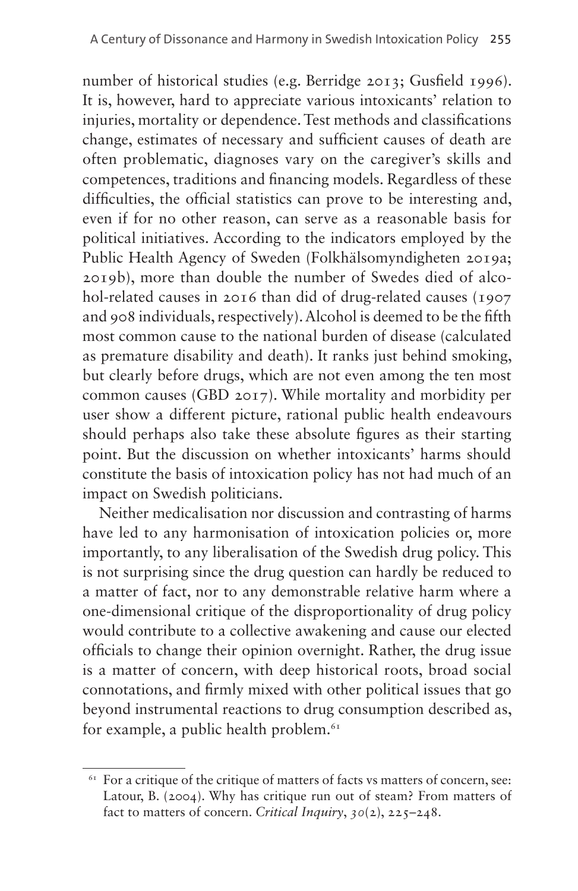number of historical studies (e.g. Berridge 2013; Gusfield 1996). It is, however, hard to appreciate various intoxicants' relation to injuries, mortality or dependence. Test methods and classifications change, estimates of necessary and sufficient causes of death are often problematic, diagnoses vary on the caregiver's skills and competences, traditions and financing models. Regardless of these difficulties, the official statistics can prove to be interesting and, even if for no other reason, can serve as a reasonable basis for political initiatives. According to the indicators employed by the Public Health Agency of Sweden (Folkhälsomyndigheten 2019a; 2019b), more than double the number of Swedes died of alcohol-related causes in 2016 than did of drug-related causes (1907 and 908 individuals, respectively). Alcohol is deemed to be the fifth most common cause to the national burden of disease (calculated as premature disability and death). It ranks just behind smoking, but clearly before drugs, which are not even among the ten most common causes (GBD 2017). While mortality and morbidity per user show a different picture, rational public health endeavours should perhaps also take these absolute figures as their starting point. But the discussion on whether intoxicants' harms should constitute the basis of intoxication policy has not had much of an impact on Swedish politicians.

Neither medicalisation nor discussion and contrasting of harms have led to any harmonisation of intoxication policies or, more importantly, to any liberalisation of the Swedish drug policy. This is not surprising since the drug question can hardly be reduced to a matter of fact, nor to any demonstrable relative harm where a one-dimensional critique of the disproportionality of drug policy would contribute to a collective awakening and cause our elected officials to change their opinion overnight. Rather, the drug issue is a matter of concern, with deep historical roots, broad social connotations, and firmly mixed with other political issues that go beyond instrumental reactions to drug consumption described as, for example, a public health problem.[61]

[61] For a critique of the critique of matters of facts vs matters of concern, see: Latour, B. (2004). Why has critique run out of steam? From matters of fact to matters of concern. *Critical Inquiry*, *30*(2), 225–248.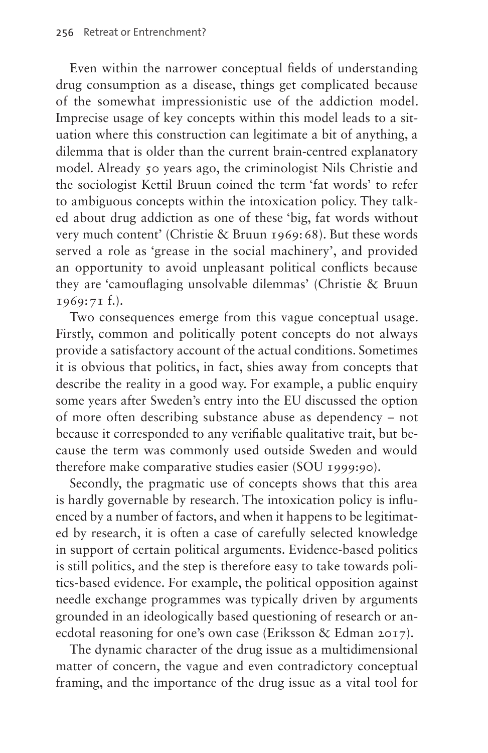Even within the narrower conceptual fields of understanding drug consumption as a disease, things get complicated because of the somewhat impressionistic use of the addiction model. Imprecise usage of key concepts within this model leads to a situation where this construction can legitimate a bit of anything, a dilemma that is older than the current brain-centred explanatory model. Already 50 years ago, the criminologist Nils Christie and the sociologist Kettil Bruun coined the term 'fat words' to refer to ambiguous concepts within the intoxication policy. They talked about drug addiction as one of these 'big, fat words without very much content' (Christie & Bruun 1969: 68). But these words served a role as 'grease in the social machinery', and provided an opportunity to avoid unpleasant political conflicts because they are 'camouflaging unsolvable dilemmas' (Christie & Bruun 1969: 71 f.).

Two consequences emerge from this vague conceptual usage. Firstly, common and politically potent concepts do not always provide a satisfactory account of the actual conditions. Sometimes it is obvious that politics, in fact, shies away from concepts that describe the reality in a good way. For example, a public enquiry some years after Sweden's entry into the EU discussed the option of more often describing substance abuse as dependency – not because it corresponded to any verifiable qualitative trait, but because the term was commonly used outside Sweden and would therefore make comparative studies easier (SOU 1999:90).

Secondly, the pragmatic use of concepts shows that this area is hardly governable by research. The intoxication policy is influenced by a number of factors, and when it happens to be legitimated by research, it is often a case of carefully selected knowledge in support of certain political arguments. Evidence-based politics is still politics, and the step is therefore easy to take towards politics-based evidence. For example, the political opposition against needle exchange programmes was typically driven by arguments grounded in an ideologically based questioning of research or anecdotal reasoning for one's own case (Eriksson & Edman 2017).

The dynamic character of the drug issue as a multidimensional matter of concern, the vague and even contradictory conceptual framing, and the importance of the drug issue as a vital tool for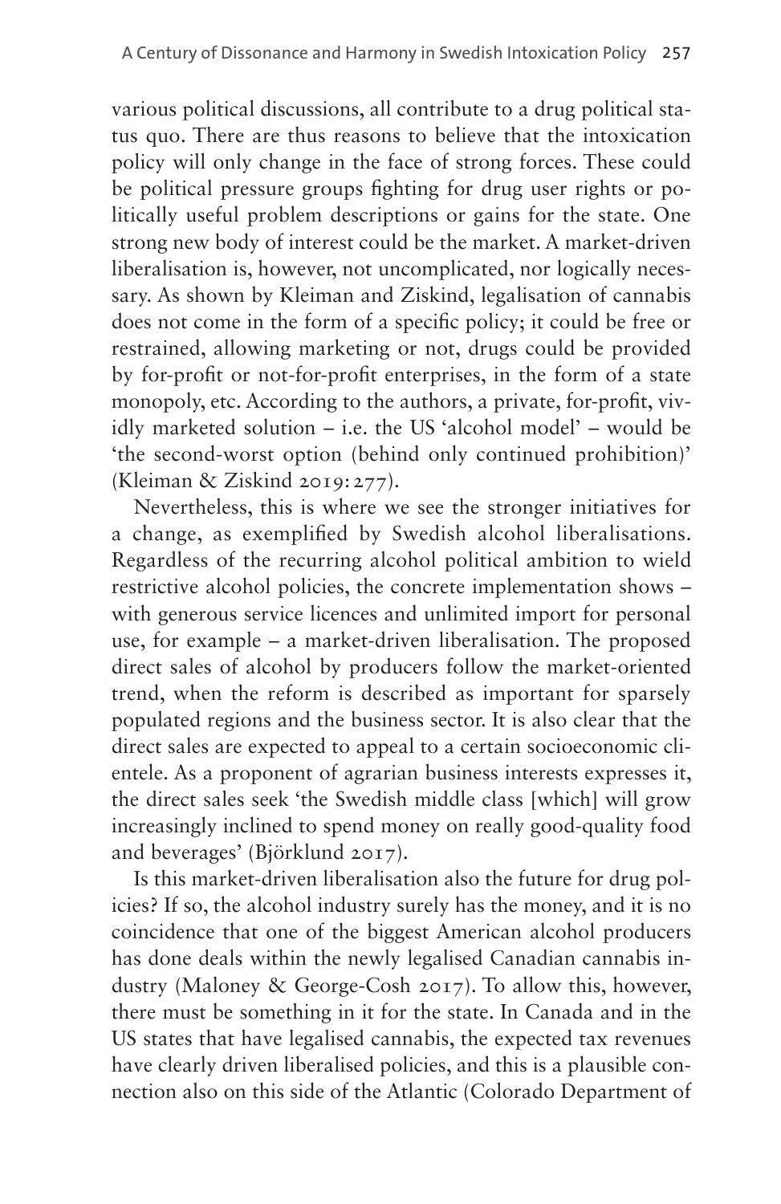various political discussions, all contribute to a drug political status quo. There are thus reasons to believe that the intoxication policy will only change in the face of strong forces. These could be political pressure groups fighting for drug user rights or politically useful problem descriptions or gains for the state. One strong new body of interest could be the market. A market-driven liberalisation is, however, not uncomplicated, nor logically necessary. As shown by Kleiman and Ziskind, legalisation of cannabis does not come in the form of a specific policy; it could be free or restrained, allowing marketing or not, drugs could be provided by for-profit or not-for-profit enterprises, in the form of a state monopoly, etc. According to the authors, a private, for-profit, vividly marketed solution – i.e. the US 'alcohol model' – would be 'the second-worst option (behind only continued prohibition)' (Kleiman & Ziskind 2019: 277).

Nevertheless, this is where we see the stronger initiatives for a change, as exemplified by Swedish alcohol liberalisations. Regardless of the recurring alcohol political ambition to wield restrictive alcohol policies, the concrete implementation shows – with generous service licences and unlimited import for personal use, for example – a market-driven liberalisation. The proposed direct sales of alcohol by producers follow the market-oriented trend, when the reform is described as important for sparsely populated regions and the business sector. It is also clear that the direct sales are expected to appeal to a certain socioeconomic clientele. As a proponent of agrarian business interests expresses it, the direct sales seek 'the Swedish middle class [which] will grow increasingly inclined to spend money on really good-quality food and beverages' (Björklund 2017).

Is this market-driven liberalisation also the future for drug policies? If so, the alcohol industry surely has the money, and it is no coincidence that one of the biggest American alcohol producers has done deals within the newly legalised Canadian cannabis industry (Maloney & George-Cosh 2017). To allow this, however, there must be something in it for the state. In Canada and in the US states that have legalised cannabis, the expected tax revenues have clearly driven liberalised policies, and this is a plausible connection also on this side of the Atlantic (Colorado Department of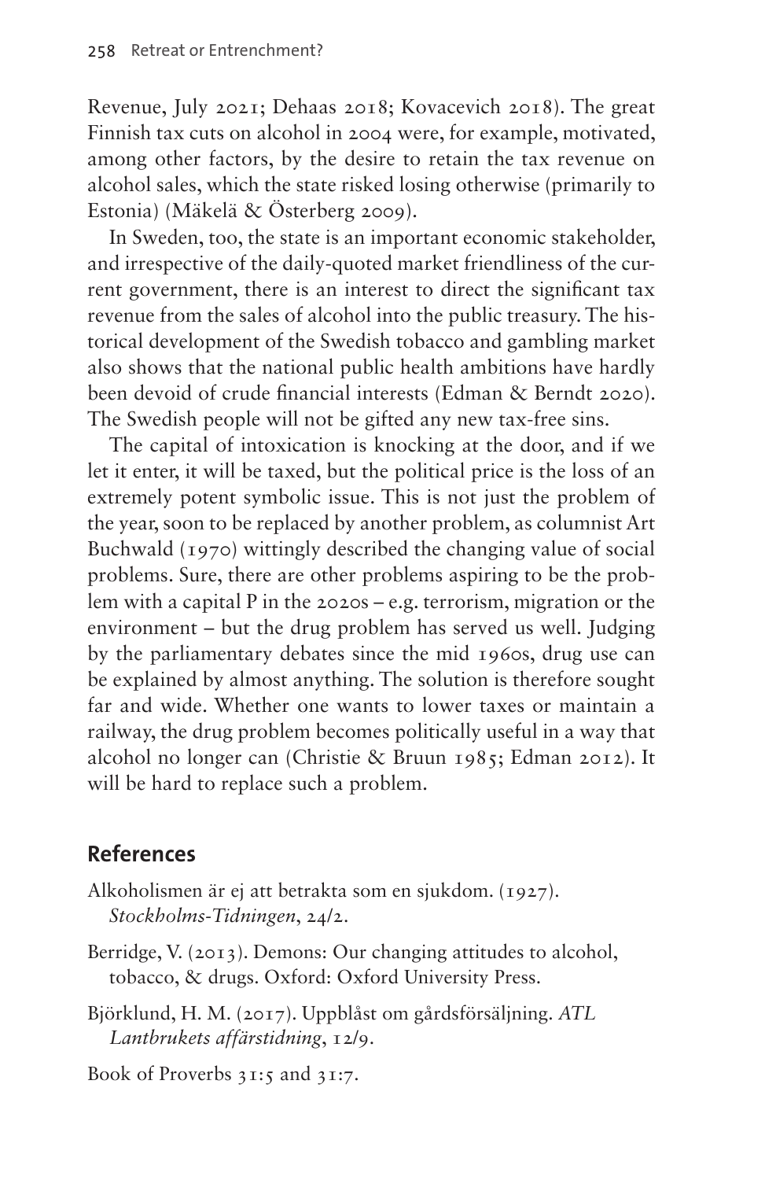Revenue, July 2021; Dehaas 2018; Kovacevich 2018). The great Finnish tax cuts on alcohol in 2004 were, for example, motivated, among other factors, by the desire to retain the tax revenue on alcohol sales, which the state risked losing otherwise (primarily to Estonia) (Mäkelä & Österberg 2009).

In Sweden, too, the state is an important economic stakeholder, and irrespective of the daily-quoted market friendliness of the current government, there is an interest to direct the significant tax revenue from the sales of alcohol into the public treasury. The historical development of the Swedish tobacco and gambling market also shows that the national public health ambitions have hardly been devoid of crude financial interests (Edman & Berndt 2020). The Swedish people will not be gifted any new tax-free sins.

The capital of intoxication is knocking at the door, and if we let it enter, it will be taxed, but the political price is the loss of an extremely potent symbolic issue. This is not just the problem of the year, soon to be replaced by another problem, as columnist Art Buchwald (1970) wittingly described the changing value of social problems. Sure, there are other problems aspiring to be the problem with a capital P in the 2020s – e.g. terrorism, migration or the environment – but the drug problem has served us well. Judging by the parliamentary debates since the mid 1960s, drug use can be explained by almost anything. The solution is therefore sought far and wide. Whether one wants to lower taxes or maintain a railway, the drug problem becomes politically useful in a way that alcohol no longer can (Christie & Bruun 1985; Edman 2012). It will be hard to replace such a problem.

## References

Alkoholismen är ej att betrakta som en sjukdom. (1927). *Stockholms-Tidningen*, 24/2.

Berridge, V. (2013). Demons: Our changing attitudes to alcohol, tobacco, & drugs. Oxford: Oxford University Press.

Björklund, H. M. (2017). Uppblåst om gårdsförsäljning. *ATL Lantbrukets affärstidning*, 12/9.

Book of Proverbs 31:5 and 31:7.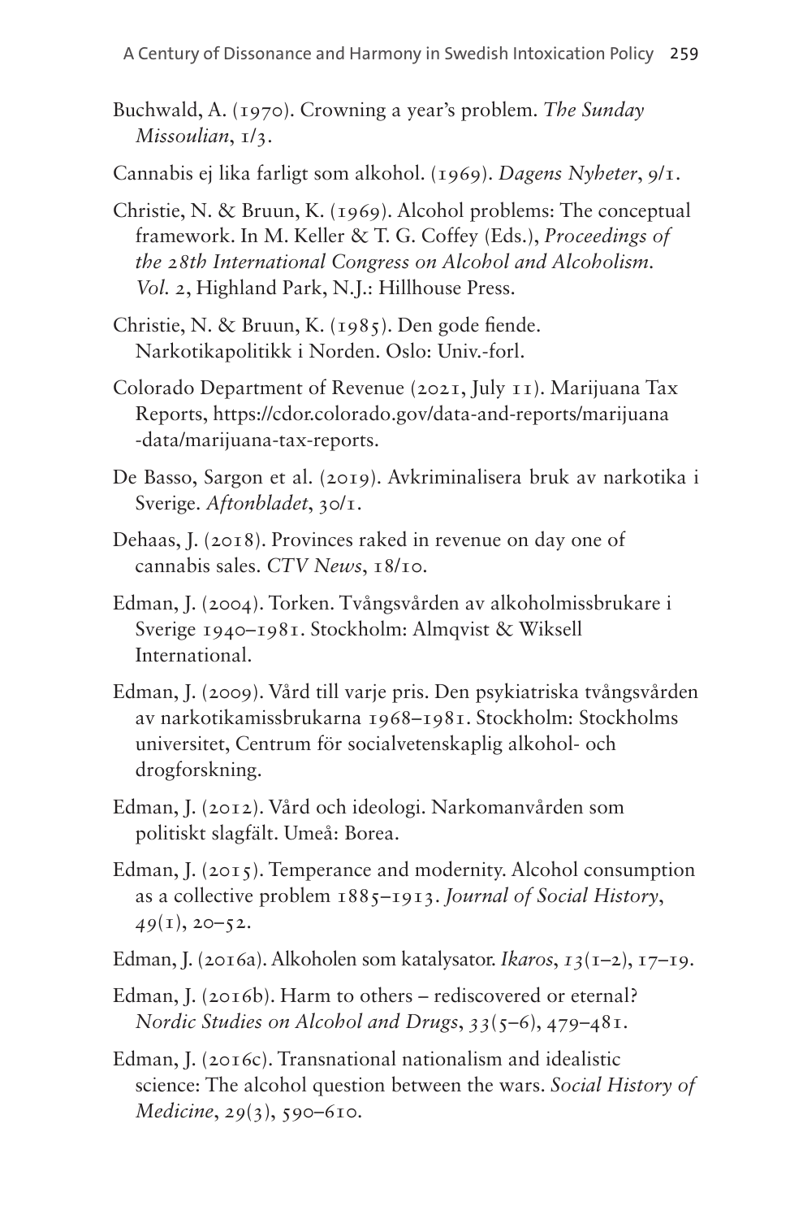Buchwald, A. (1970). Crowning a year's problem. *The Sunday Missoulian*, 1/3.

Cannabis ej lika farligt som alkohol. (1969). *Dagens Nyheter*, 9/1.

Christie, N. & Bruun, K. (1969). Alcohol problems: The conceptual framework. In M. Keller & T. G. Coffey (Eds.), *Proceedings of the 28th International Congress on Alcohol and Alcoholism. Vol. 2*, Highland Park, N.J.: Hillhouse Press.

Christie, N. & Bruun, K. (1985). Den gode fiende. Narkotikapolitikk i Norden. Oslo: Univ.-forl.

Colorado Department of Revenue (2021, July 11). Marijuana Tax Reports, https://cdor.colorado.gov/data-and-reports/marijuana-data/marijuana-tax-reports.

De Basso, Sargon et al. (2019). Avkriminalisera bruk av narkotika i Sverige. *Aftonbladet*, 30/1.

Dehaas, J. (2018). Provinces raked in revenue on day one of cannabis sales. *CTV News*, 18/10.

Edman, J. (2004). Torken. Tvångsvården av alkoholmissbrukare i Sverige 1940–1981. Stockholm: Almqvist & Wiksell International.

Edman, J. (2009). Vård till varje pris. Den psykiatriska tvångsvården av narkotikamissbrukarna 1968–1981. Stockholm: Stockholms universitet, Centrum för socialvetenskaplig alkohol- och drogforskning.

Edman, J. (2012). Vård och ideologi. Narkomanvården som politiskt slagfält. Umeå: Borea.

Edman, J. (2015). Temperance and modernity. Alcohol consumption as a collective problem 1885–1913. *Journal of Social History*, *49*(1), 20–52.

Edman, J. (2016a). Alkoholen som katalysator. *Ikaros*, *13*(1–2), 17–19.

Edman, J. (2016b). Harm to others – rediscovered or eternal? *Nordic Studies on Alcohol and Drugs*, *33*(5–6), 479–481.

Edman, J. (2016c). Transnational nationalism and idealistic science: The alcohol question between the wars. *Social History of Medicine*, *29*(3), 590–610.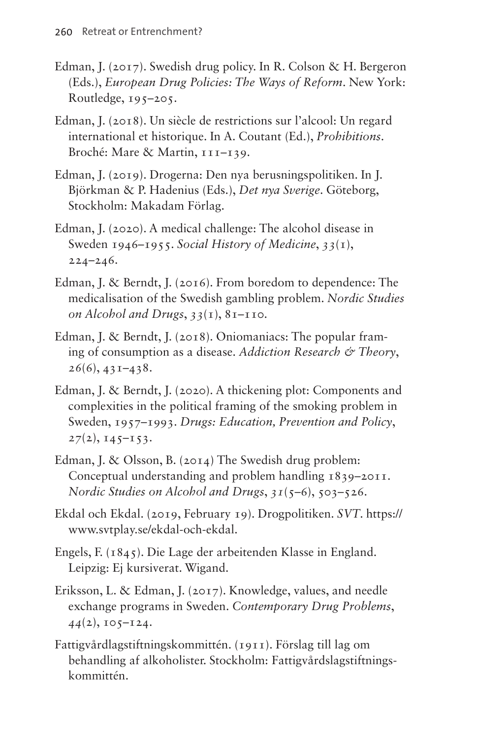Edman, J. (2017). Swedish drug policy. In R. Colson & H. Bergeron (Eds.), *European Drug Policies: The Ways of Reform*. New York: Routledge, 195–205.

Edman, J. (2018). Un siècle de restrictions sur l'alcool: Un regard international et historique. In A. Coutant (Ed.), *Prohibitions*. Broché: Mare & Martin, 111–139.

Edman, J. (2019). Drogerna: Den nya berusningspolitiken. In J. Björkman & P. Hadenius (Eds.), *Det nya Sverige*. Göteborg, Stockholm: Makadam Förlag.

Edman, J. (2020). A medical challenge: The alcohol disease in Sweden 1946–1955. *Social History of Medicine*, *33*(1), 224–246.

Edman, J. & Berndt, J. (2016). From boredom to dependence: The medicalisation of the Swedish gambling problem. *Nordic Studies on Alcohol and Drugs*, *33*(1), 81–110.

Edman, J. & Berndt, J. (2018). Oniomaniacs: The popular framing of consumption as a disease. *Addiction Research & Theory*, *26*(6), 431–438.

Edman, J. & Berndt, J. (2020). A thickening plot: Components and complexities in the political framing of the smoking problem in Sweden, 1957–1993. *Drugs: Education, Prevention and Policy*, *27*(2), 145–153.

Edman, J. & Olsson, B. (2014) The Swedish drug problem: Conceptual understanding and problem handling 1839–2011. *Nordic Studies on Alcohol and Drugs*, *31*(5–6), 503–526.

Ekdal och Ekdal. (2019, February 19). Drogpolitiken. *SVT*. https://www.svtplay.se/ekdal-och-ekdal.

Engels, F. (1845). Die Lage der arbeitenden Klasse in England. Leipzig: Ej kursiverat. Wigand.

Eriksson, L. & Edman, J. (2017). Knowledge, values, and needle exchange programs in Sweden. *Contemporary Drug Problems*, *44*(2), 105–124.

Fattigvårdlagstiftningskommittén. (1911). Förslag till lag om behandling af alkoholister. Stockholm: Fattigvårdslagstiftningskommittén.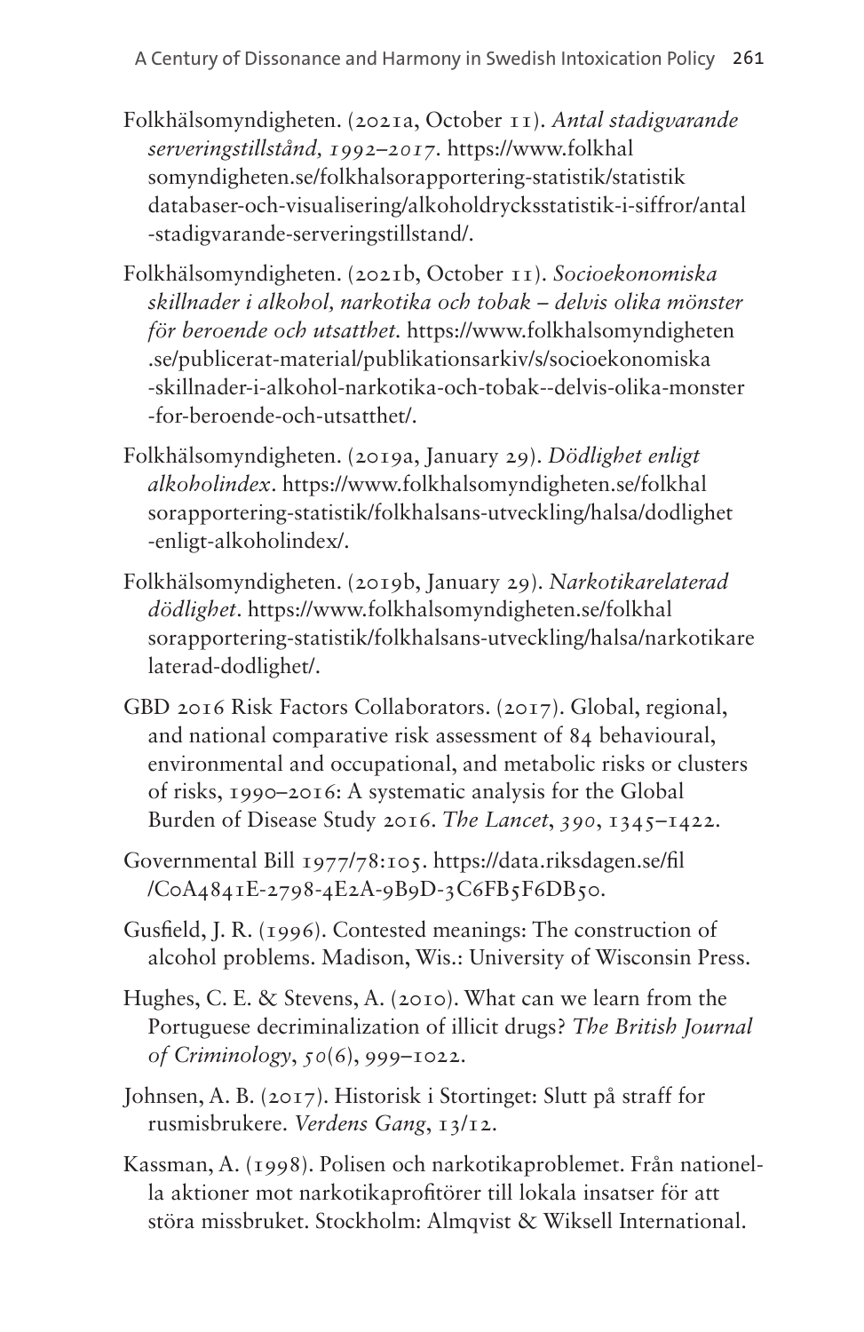Folkhälsomyndigheten. (2021a, October 11). *Antal stadigvarande serveringstillstånd, 1992–2017*. https://www.folkhalsomyndigheten.se/folkhalsorapportering-statistik/statistikdatabaser-och-visualisering/alkoholdrycksstatistik-i-siffror/antal-stadigvarande-serveringstillstand/.

Folkhälsomyndigheten. (2021b, October 11). *Socioekonomiska skillnader i alkohol, narkotika och tobak – delvis olika mönster för beroende och utsatthet*. https://www.folkhalsomyndigheten.se/publicerat-material/publikationsarkiv/s/socioekonomiska-skillnader-i-alkohol-narkotika-och-tobak--delvis-olika-monster-for-beroende-och-utsatthet/.

Folkhälsomyndigheten. (2019a, January 29). *Dödlighet enligt alkoholindex*. https://www.folkhalsomyndigheten.se/folkhalsorapportering-statistik/folkhalsans-utveckling/halsa/dodlighet-enligt-alkoholindex/.

Folkhälsomyndigheten. (2019b, January 29). *Narkotikarelaterad dödlighet*. https://www.folkhalsomyndigheten.se/folkhalsorapportering-statistik/folkhalsans-utveckling/halsa/narkotikarelaterad-dodlighet/.

GBD 2016 Risk Factors Collaborators. (2017). Global, regional, and national comparative risk assessment of 84 behavioural, environmental and occupational, and metabolic risks or clusters of risks, 1990–2016: A systematic analysis for the Global Burden of Disease Study 2016. *The Lancet*, *390*, 1345–1422.

Governmental Bill 1977/78:105. https://data.riksdagen.se/fil/C0A4841E-2798-4E2A-9B9D-3C6FB5F6DB50.

Gusfield, J. R. (1996). Contested meanings: The construction of alcohol problems. Madison, Wis.: University of Wisconsin Press.

Hughes, C. E. & Stevens, A. (2010). What can we learn from the Portuguese decriminalization of illicit drugs? *The British Journal of Criminology*, *50*(6), 999–1022.

Johnsen, A. B. (2017). Historisk i Stortinget: Slutt på straff for rusmisbrukere. *Verdens Gang*, 13/12.

Kassman, A. (1998). Polisen och narkotikaproblemet. Från nationella aktioner mot narkotikaprofitörer till lokala insatser för att störa missbruket. Stockholm: Almqvist & Wiksell International.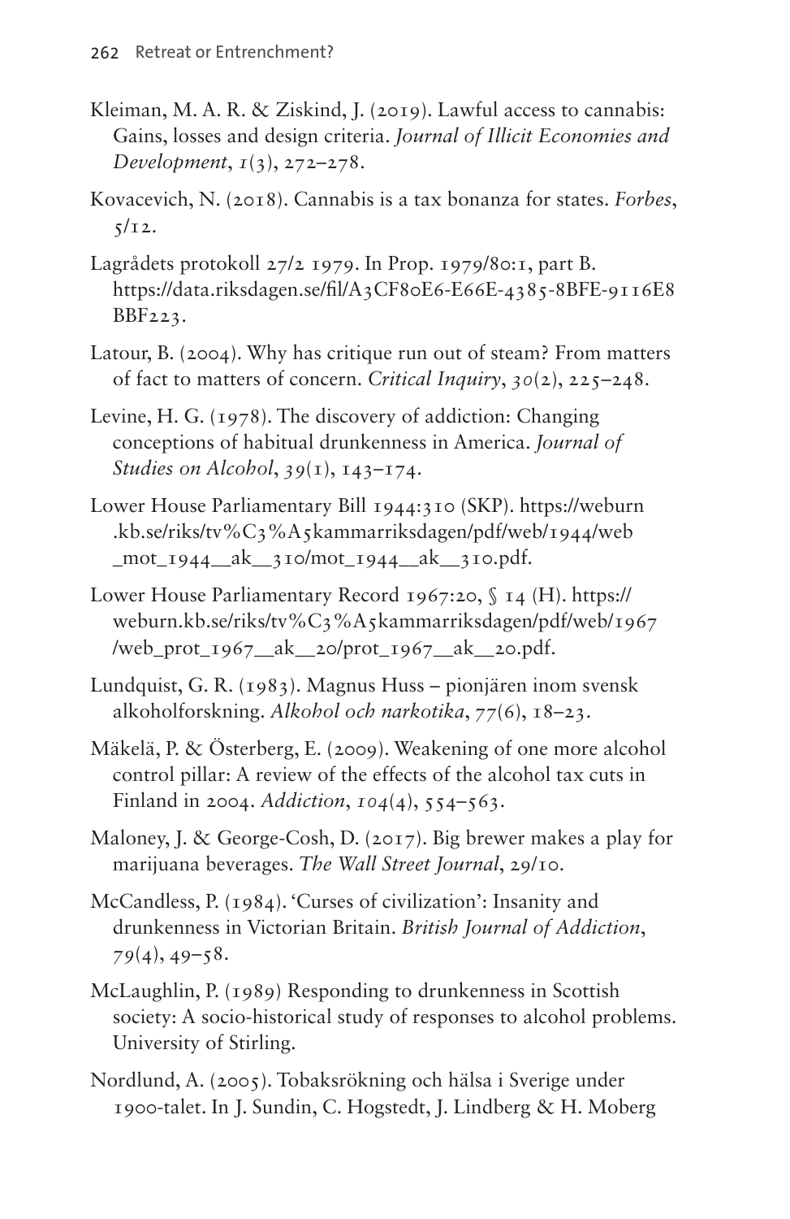Kleiman, M. A. R. & Ziskind, J. (2019). Lawful access to cannabis: Gains, losses and design criteria. *Journal of Illicit Economies and Development*, *1*(3), 272–278.

Kovacevich, N. (2018). Cannabis is a tax bonanza for states. *Forbes*, 5/12.

Lagrådets protokoll 27/2 1979. In Prop. 1979/80:1, part B. https://data.riksdagen.se/fil/A3CF80E6-E66E-4385-8BFE-9116E8BBF223.

Latour, B. (2004). Why has critique run out of steam? From matters of fact to matters of concern. *Critical Inquiry*, *30*(2), 225–248.

Levine, H. G. (1978). The discovery of addiction: Changing conceptions of habitual drunkenness in America. *Journal of Studies on Alcohol*, *39*(1), 143–174.

Lower House Parliamentary Bill 1944:310 (SKP). https://weburn.kb.se/riks/tv%C3%A5kammarriksdagen/pdf/web/1944/web_mot_1944__ak__310/mot_1944__ak__310.pdf.

Lower House Parliamentary Record 1967:20, § 14 (H). https://weburn.kb.se/riks/tv%C3%A5kammarriksdagen/pdf/web/1967/web_prot_1967__ak__20/prot_1967__ak__20.pdf.

Lundquist, G. R. (1983). Magnus Huss – pionjären inom svensk alkoholforskning. *Alkohol och narkotika*, *77*(6), 18–23.

Mäkelä, P. & Österberg, E. (2009). Weakening of one more alcohol control pillar: A review of the effects of the alcohol tax cuts in Finland in 2004. *Addiction*, *104*(4), 554–563.

Maloney, J. & George-Cosh, D. (2017). Big brewer makes a play for marijuana beverages. *The Wall Street Journal*, 29/10.

McCandless, P. (1984). 'Curses of civilization': Insanity and drunkenness in Victorian Britain. *British Journal of Addiction*, *79*(4), 49–58.

McLaughlin, P. (1989) Responding to drunkenness in Scottish society: A socio-historical study of responses to alcohol problems. University of Stirling.

Nordlund, A. (2005). Tobaksrökning och hälsa i Sverige under 1900-talet. In J. Sundin, C. Hogstedt, J. Lindberg & H. Moberg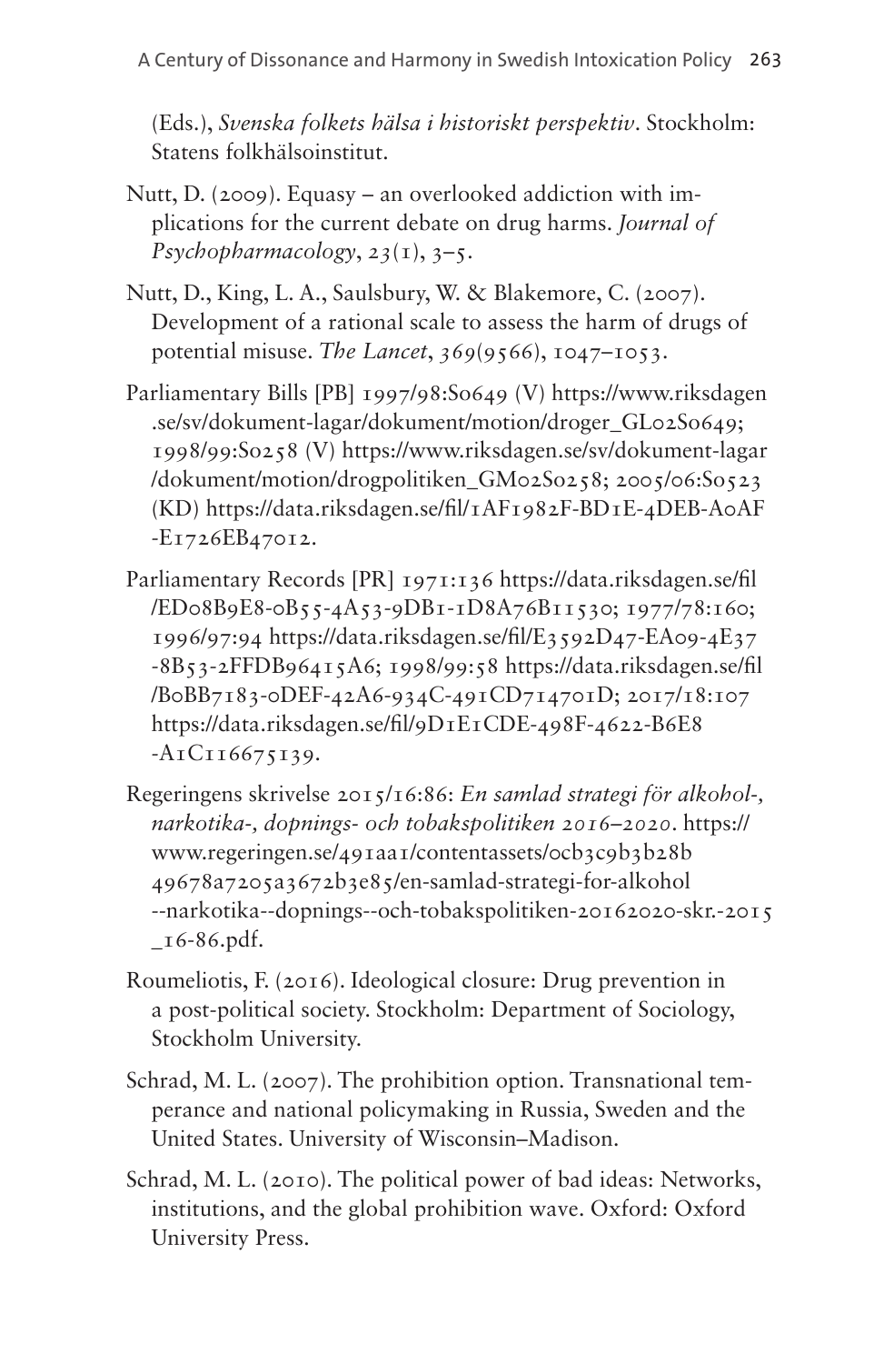(Eds.), *Svenska folkets hälsa i historiskt perspektiv*. Stockholm: Statens folkhälsoinstitut.

Nutt, D. (2009). Equasy – an overlooked addiction with implications for the current debate on drug harms. *Journal of Psychopharmacology*, *23*(1), 3–5.

Nutt, D., King, L. A., Saulsbury, W. & Blakemore, C. (2007). Development of a rational scale to assess the harm of drugs of potential misuse. *The Lancet*, *369*(9566), 1047–1053.

Parliamentary Bills [PB] 1997/98:So649 (V) https://www.riksdagen.se/sv/dokument-lagar/dokument/motion/droger_GL02So649; 1998/99:So258 (V) https://www.riksdagen.se/sv/dokument-lagar/dokument/motion/drogpolitiken_GM02So258; 2005/06:So523 (KD) https://data.riksdagen.se/fil/1AF1982F-BD1E-4DEB-A0AF-E1726EB47012.

Parliamentary Records [PR] 1971:136 https://data.riksdagen.se/fil/ED08B9E8-0B55-4A53-9DB1-1D8A76B11530; 1977/78:160; 1996/97:94 https://data.riksdagen.se/fil/E3592D47-EA09-4E37-8B53-2FFDB96415A6; 1998/99:58 https://data.riksdagen.se/fil/B0BB7183-0DEF-42A6-934C-491CD714701D; 2017/18:107 https://data.riksdagen.se/fil/9D1E1CDE-498F-4622-B6E8-A1C116675139.

Regeringens skrivelse 2015/16:86: *En samlad strategi för alkohol-, narkotika-, dopnings- och tobakspolitiken 2016–2020*. https://www.regeringen.se/491aa1/contentassets/0cb3c9b3b28b49678a7205a3672b3e85/en-samlad-strategi-for-alkohol--narkotika--dopnings--och-tobakspolitiken-20162020-skr.-2015_16-86.pdf.

Roumeliotis, F. (2016). Ideological closure: Drug prevention in a post-political society. Stockholm: Department of Sociology, Stockholm University.

Schrad, M. L. (2007). The prohibition option. Transnational temperance and national policymaking in Russia, Sweden and the United States. University of Wisconsin–Madison.

Schrad, M. L. (2010). The political power of bad ideas: Networks, institutions, and the global prohibition wave. Oxford: Oxford University Press.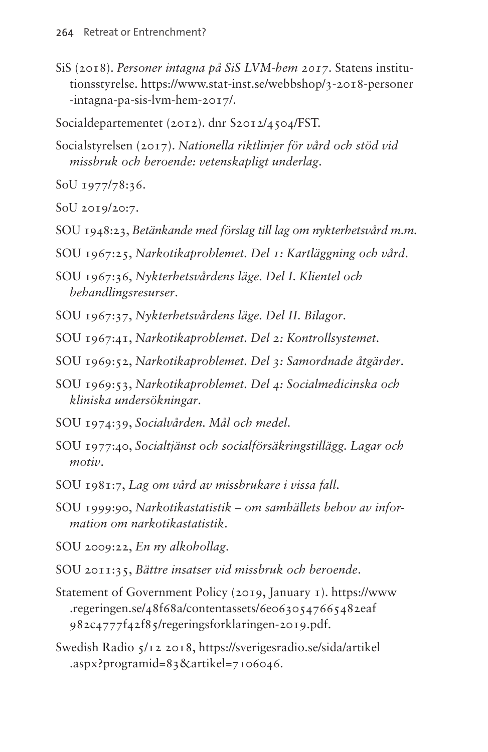SiS (2018). *Personer intagna på SiS LVM-hem 2017*. Statens institutionsstyrelse. https://www.stat-inst.se/webbshop/3-2018-personer-intagna-pa-sis-lvm-hem-2017/.

Socialdepartementet (2012). dnr S2012/4504/FST.

Socialstyrelsen (2017). *Nationella riktlinjer för vård och stöd vid missbruk och beroende: vetenskapligt underlag*.

SoU 1977/78:36.

SoU 2019/20:7.

SOU 1948:23, *Betänkande med förslag till lag om nykterhetsvård m.m.*

SOU 1967:25, *Narkotikaproblemet. Del 1: Kartläggning och vård*.

SOU 1967:36, *Nykterhetsvårdens läge. Del I. Klientel och behandlingsresurser*.

SOU 1967:37, *Nykterhetsvårdens läge. Del II. Bilagor*.

SOU 1967:41, *Narkotikaproblemet. Del 2: Kontrollsystemet*.

SOU 1969:52, *Narkotikaproblemet. Del 3: Samordnade åtgärder*.

SOU 1969:53, *Narkotikaproblemet. Del 4: Socialmedicinska och kliniska undersökningar*.

SOU 1974:39, *Socialvården. Mål och medel*.

SOU 1977:40, *Socialtjänst och socialförsäkringstillägg. Lagar och motiv*.

SOU 1981:7, *Lag om vård av missbrukare i vissa fall*.

SOU 1999:90, *Narkotikastatistik – om samhällets behov av information om narkotikastatistik*.

SOU 2009:22, *En ny alkohollag*.

SOU 2011:35, *Bättre insatser vid missbruk och beroende*.

Statement of Government Policy (2019, January 1). https://www.regeringen.se/48f68a/contentassets/6e0630547665482eaf982c4777f42f85/regeringsforklaringen-2019.pdf.

Swedish Radio 5/12 2018, https://sverigesradio.se/sida/artikel.aspx?programid=83&artikel=7106046.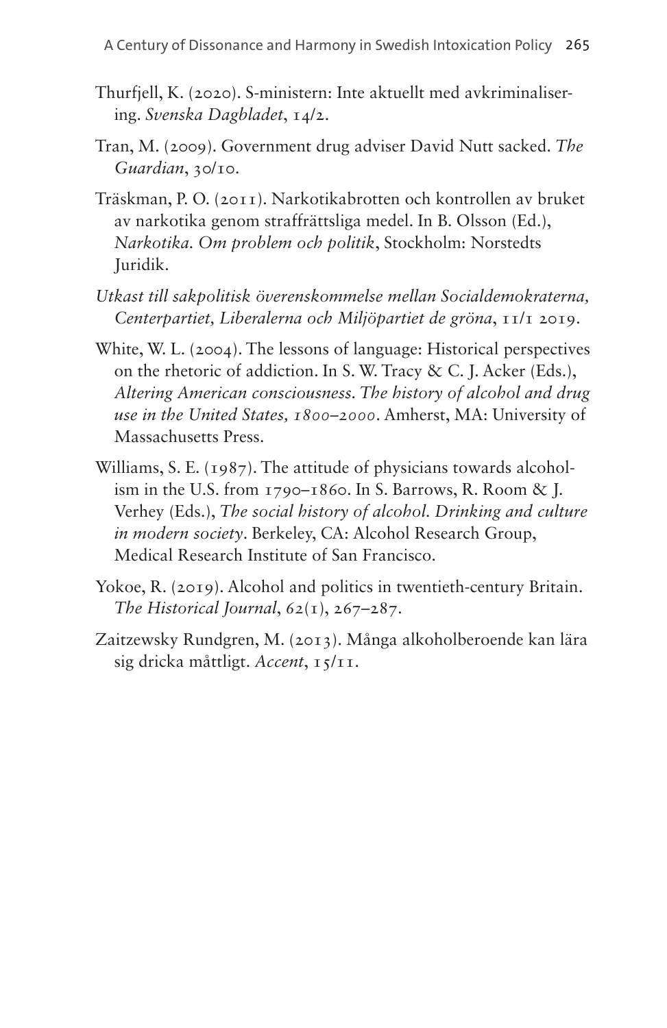Thurfjell, K. (2020). S-ministern: Inte aktuellt med avkriminalisering. *Svenska Dagbladet*, 14/2.

Tran, M. (2009). Government drug adviser David Nutt sacked. *The Guardian*, 30/10.

Träskman, P. O. (2011). Narkotikabrotten och kontrollen av bruket av narkotika genom straffrättsliga medel. In B. Olsson (Ed.), *Narkotika. Om problem och politik*, Stockholm: Norstedts Juridik.

*Utkast till sakpolitisk överenskommelse mellan Socialdemokraterna, Centerpartiet, Liberalerna och Miljöpartiet de gröna*, 11/1 2019.

White, W. L. (2004). The lessons of language: Historical perspectives on the rhetoric of addiction. In S. W. Tracy & C. J. Acker (Eds.), *Altering American consciousness. The history of alcohol and drug use in the United States, 1800–2000*. Amherst, MA: University of Massachusetts Press.

Williams, S. E. (1987). The attitude of physicians towards alcoholism in the U.S. from 1790–1860. In S. Barrows, R. Room & J. Verhey (Eds.), *The social history of alcohol. Drinking and culture in modern society*. Berkeley, CA: Alcohol Research Group, Medical Research Institute of San Francisco.

Yokoe, R. (2019). Alcohol and politics in twentieth-century Britain. *The Historical Journal*, *62*(1), 267–287.

Zaitzewsky Rundgren, M. (2013). Många alkoholberoende kan lära sig dricka måttligt. *Accent*, 15/11.